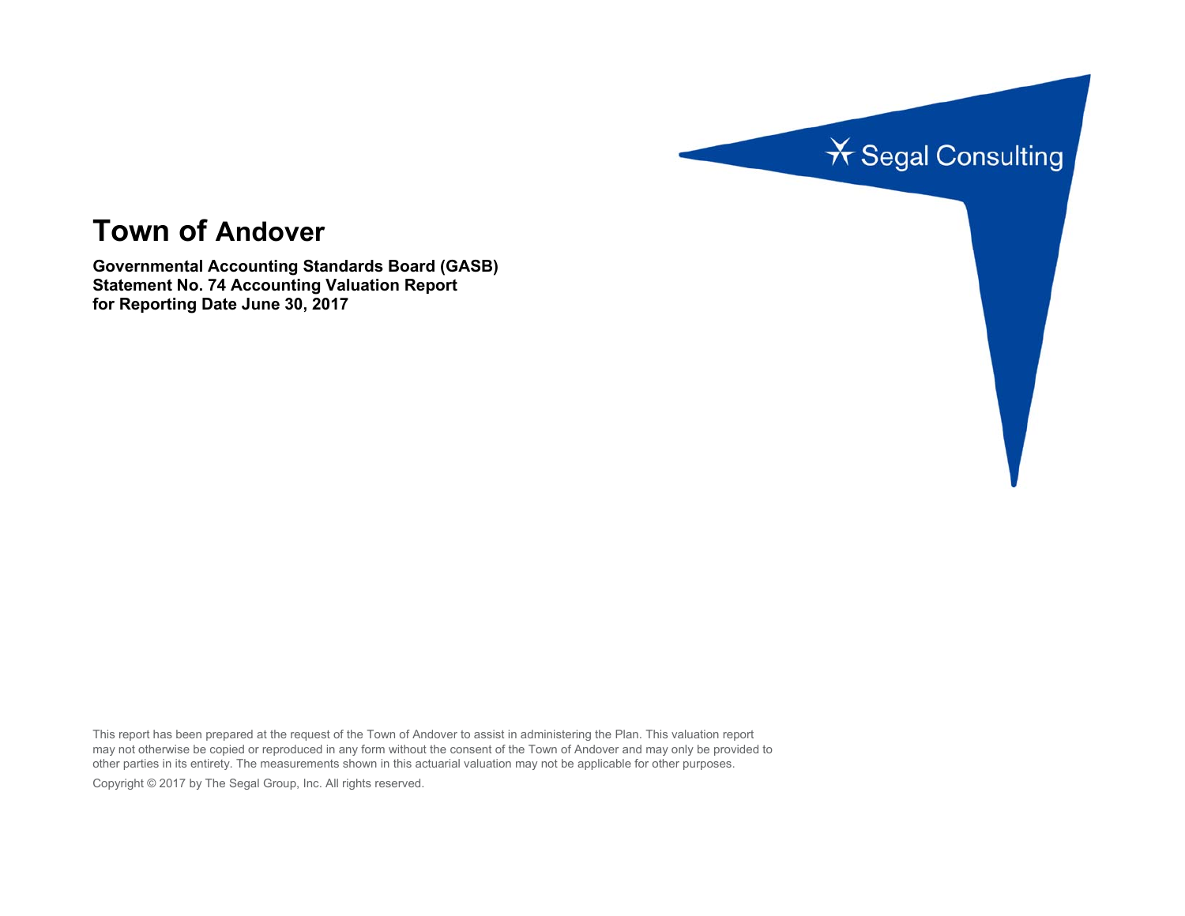Segal Consulting

# Town of Andover

**Governmental Accounting Standards Board (GASB) Statement No. 74 Accounting Valuation Report for Reporting Date June 30, 2017**

This report has been prepared at the request of the Town of Andover to assist in administering the Plan. This valuation report may not otherwise be copied or reproduced in any form without the consent of the Town of Andover and may only be provided to other parties in its entirety. The measurements shown in this actuarial valuation may not be applicable for other purposes.

Copyright © 2017 by The Segal Group, Inc. All rights reserved.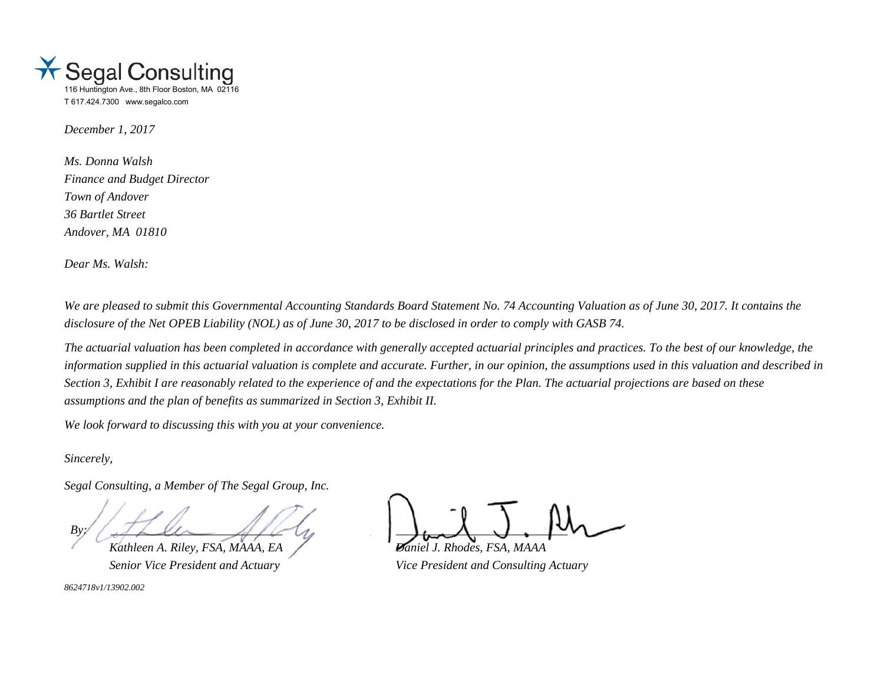Segal Consulting
116 Huntington Ave., 8th Floor Boston, MA 02116
T 617.424.7300 www.segalco.com

*December 1, 2017*

*Ms. Donna Walsh*
*Finance and Budget Director*
*Town of Andover*
*36 Bartlet Street*
*Andover, MA 01810*

*Dear Ms. Walsh:*

*We are pleased to submit this Governmental Accounting Standards Board Statement No. 74 Accounting Valuation as of June 30, 2017. It contains the disclosure of the Net OPEB Liability (NOL) as of June 30, 2017 to be disclosed in order to comply with GASB 74.*

*The actuarial valuation has been completed in accordance with generally accepted actuarial principles and practices. To the best of our knowledge, the information supplied in this actuarial valuation is complete and accurate. Further, in our opinion, the assumptions used in this valuation and described in Section 3, Exhibit I are reasonably related to the experience of and the expectations for the Plan. The actuarial projections are based on these assumptions and the plan of benefits as summarized in Section 3, Exhibit II.*

*We look forward to discussing this with you at your convenience.*

*Sincerely,*

*Segal Consulting, a Member of The Segal Group, Inc.*

*By:* \_\_\_\_\_\_\_\_\_\_\_\_\_\_\_\_\_\_\_\_\_\_\_\_\_\_
*Kathleen A. Riley, FSA, MAAA, EA*
*Senior Vice President and Actuary*

\_\_\_\_\_\_\_\_\_\_\_\_\_\_\_\_\_\_\_\_\_\_\_\_\_\_
*Daniel J. Rhodes, FSA, MAAA*
*Vice President and Consulting Actuary*

*8624718v1/13902.002*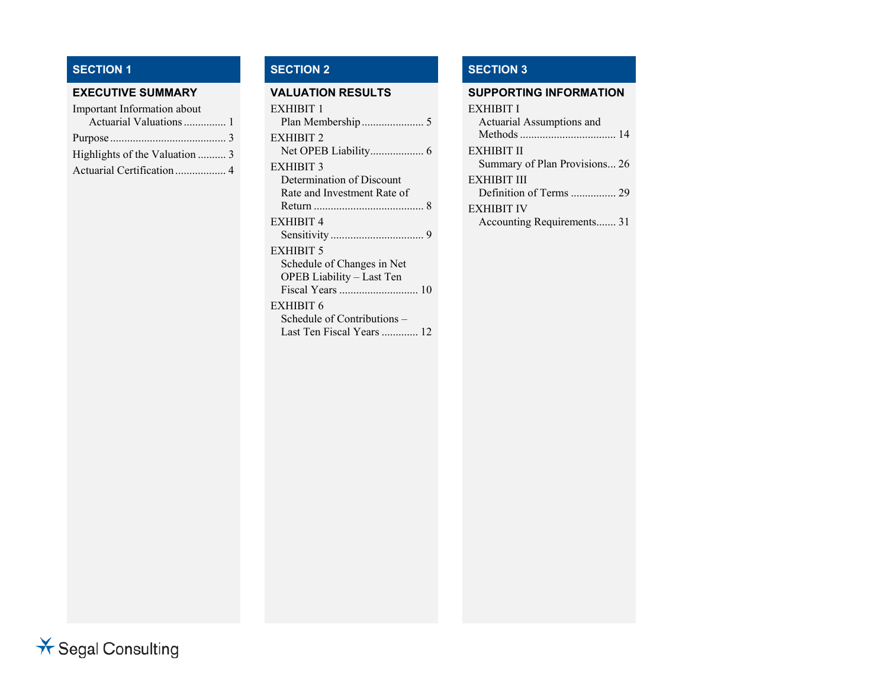## SECTION 1

### EXECUTIVE SUMMARY

Important Information about Actuarial Valuations ............... 1

Purpose ......................................... 3

Highlights of the Valuation .......... 3

Actuarial Certification .................. 4

## SECTION 2

### VALUATION RESULTS

EXHIBIT 1
Plan Membership ...................... 5

EXHIBIT 2
Net OPEB Liability ................... 6

EXHIBIT 3
Determination of Discount Rate and Investment Rate of Return ....................................... 8

EXHIBIT 4
Sensitivity ................................. 9

EXHIBIT 5
Schedule of Changes in Net OPEB Liability – Last Ten Fiscal Years ............................ 10

EXHIBIT 6
Schedule of Contributions – Last Ten Fiscal Years ............. 12

## SECTION 3

### SUPPORTING INFORMATION

EXHIBIT I
Actuarial Assumptions and Methods .................................. 14

EXHIBIT II
Summary of Plan Provisions... 26

EXHIBIT III
Definition of Terms ................ 29

EXHIBIT IV
Accounting Requirements....... 31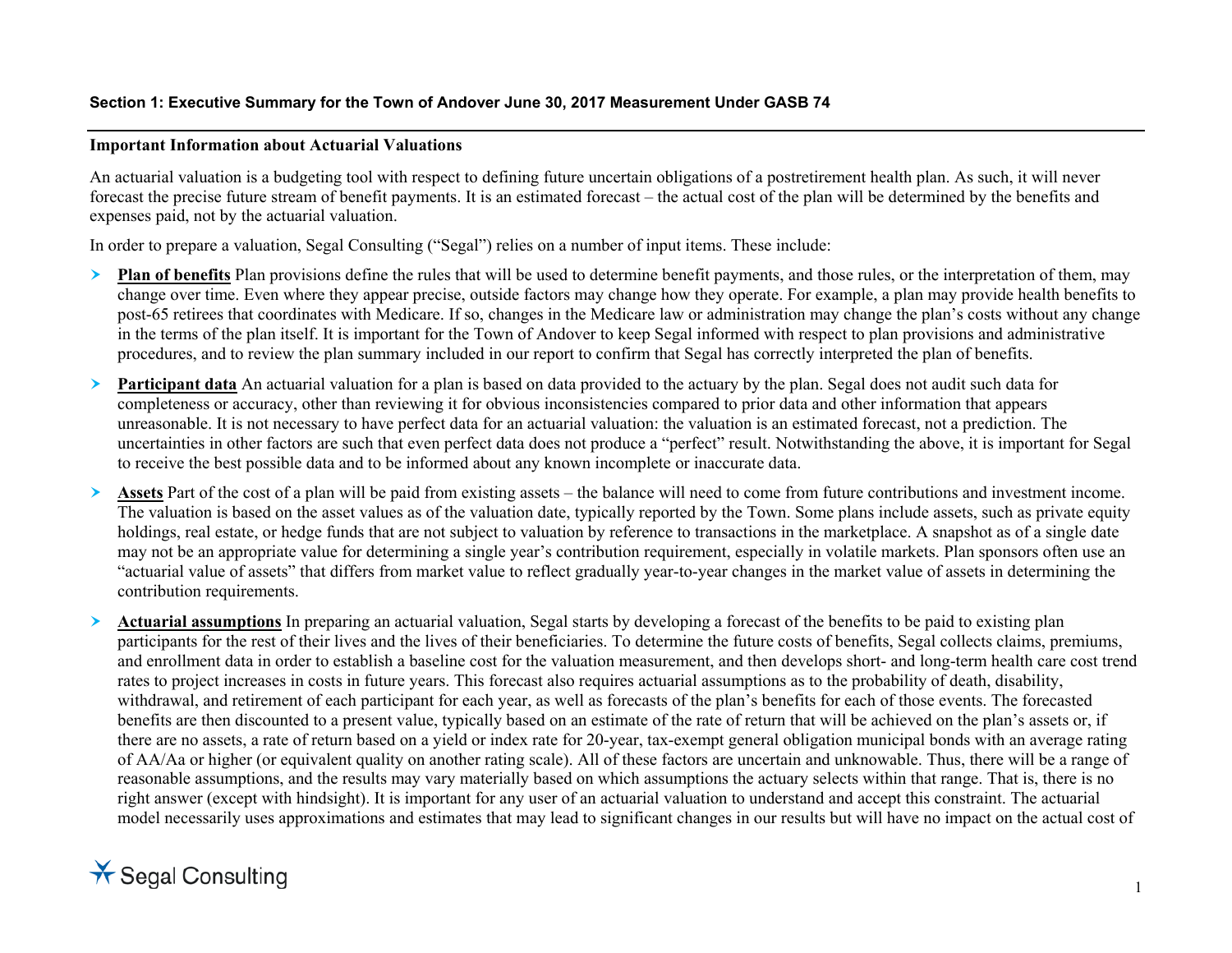### Section 1: Executive Summary for the Town of Andover June 30, 2017 Measurement Under GASB 74

**Important Information about Actuarial Valuations**

An actuarial valuation is a budgeting tool with respect to defining future uncertain obligations of a postretirement health plan. As such, it will never forecast the precise future stream of benefit payments. It is an estimated forecast – the actual cost of the plan will be determined by the benefits and expenses paid, not by the actuarial valuation.

In order to prepare a valuation, Segal Consulting ("Segal") relies on a number of input items. These include:

- **Plan of benefits** Plan provisions define the rules that will be used to determine benefit payments, and those rules, or the interpretation of them, may change over time. Even where they appear precise, outside factors may change how they operate. For example, a plan may provide health benefits to post-65 retirees that coordinates with Medicare. If so, changes in the Medicare law or administration may change the plan's costs without any change in the terms of the plan itself. It is important for the Town of Andover to keep Segal informed with respect to plan provisions and administrative procedures, and to review the plan summary included in our report to confirm that Segal has correctly interpreted the plan of benefits.
- **Participant data** An actuarial valuation for a plan is based on data provided to the actuary by the plan. Segal does not audit such data for completeness or accuracy, other than reviewing it for obvious inconsistencies compared to prior data and other information that appears unreasonable. It is not necessary to have perfect data for an actuarial valuation: the valuation is an estimated forecast, not a prediction. The uncertainties in other factors are such that even perfect data does not produce a "perfect" result. Notwithstanding the above, it is important for Segal to receive the best possible data and to be informed about any known incomplete or inaccurate data.
- **Assets** Part of the cost of a plan will be paid from existing assets – the balance will need to come from future contributions and investment income. The valuation is based on the asset values as of the valuation date, typically reported by the Town. Some plans include assets, such as private equity holdings, real estate, or hedge funds that are not subject to valuation by reference to transactions in the marketplace. A snapshot as of a single date may not be an appropriate value for determining a single year's contribution requirement, especially in volatile markets. Plan sponsors often use an "actuarial value of assets" that differs from market value to reflect gradually year-to-year changes in the market value of assets in determining the contribution requirements.
- **Actuarial assumptions** In preparing an actuarial valuation, Segal starts by developing a forecast of the benefits to be paid to existing plan participants for the rest of their lives and the lives of their beneficiaries. To determine the future costs of benefits, Segal collects claims, premiums, and enrollment data in order to establish a baseline cost for the valuation measurement, and then develops short- and long-term health care cost trend rates to project increases in costs in future years. This forecast also requires actuarial assumptions as to the probability of death, disability, withdrawal, and retirement of each participant for each year, as well as forecasts of the plan's benefits for each of those events. The forecasted benefits are then discounted to a present value, typically based on an estimate of the rate of return that will be achieved on the plan's assets or, if there are no assets, a rate of return based on a yield or index rate for 20-year, tax-exempt general obligation municipal bonds with an average rating of AA/Aa or higher (or equivalent quality on another rating scale). All of these factors are uncertain and unknowable. Thus, there will be a range of reasonable assumptions, and the results may vary materially based on which assumptions the actuary selects within that range. That is, there is no right answer (except with hindsight). It is important for any user of an actuarial valuation to understand and accept this constraint. The actuarial model necessarily uses approximations and estimates that may lead to significant changes in our results but will have no impact on the actual cost of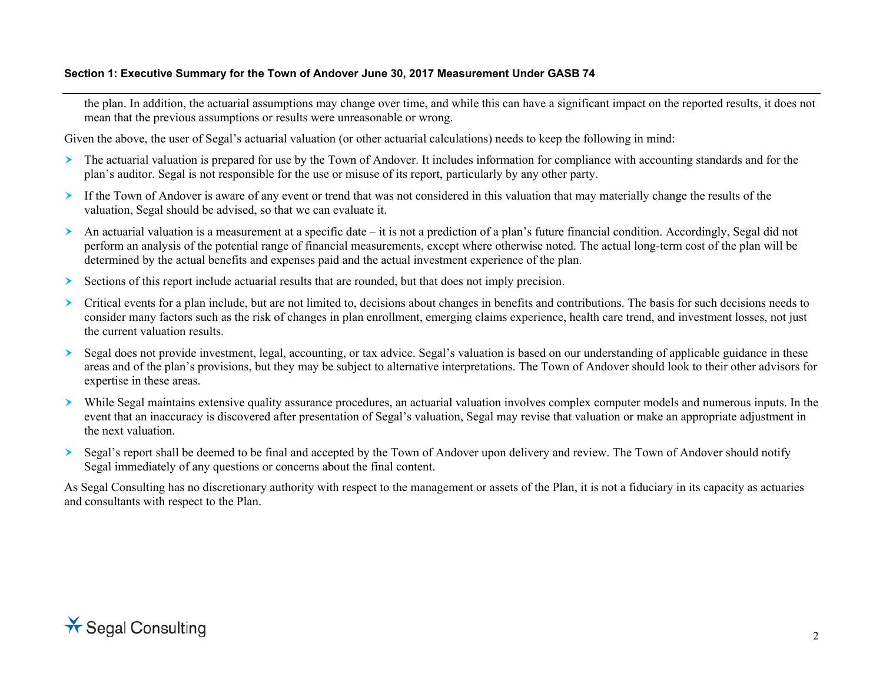the plan. In addition, the actuarial assumptions may change over time, and while this can have a significant impact on the reported results, it does not mean that the previous assumptions or results were unreasonable or wrong.

Given the above, the user of Segal's actuarial valuation (or other actuarial calculations) needs to keep the following in mind:

- The actuarial valuation is prepared for use by the Town of Andover. It includes information for compliance with accounting standards and for the plan's auditor. Segal is not responsible for the use or misuse of its report, particularly by any other party.
- If the Town of Andover is aware of any event or trend that was not considered in this valuation that may materially change the results of the valuation, Segal should be advised, so that we can evaluate it.
- An actuarial valuation is a measurement at a specific date – it is not a prediction of a plan's future financial condition. Accordingly, Segal did not perform an analysis of the potential range of financial measurements, except where otherwise noted. The actual long-term cost of the plan will be determined by the actual benefits and expenses paid and the actual investment experience of the plan.
- Sections of this report include actuarial results that are rounded, but that does not imply precision.
- Critical events for a plan include, but are not limited to, decisions about changes in benefits and contributions. The basis for such decisions needs to consider many factors such as the risk of changes in plan enrollment, emerging claims experience, health care trend, and investment losses, not just the current valuation results.
- Segal does not provide investment, legal, accounting, or tax advice. Segal's valuation is based on our understanding of applicable guidance in these areas and of the plan's provisions, but they may be subject to alternative interpretations. The Town of Andover should look to their other advisors for expertise in these areas.
- While Segal maintains extensive quality assurance procedures, an actuarial valuation involves complex computer models and numerous inputs. In the event that an inaccuracy is discovered after presentation of Segal's valuation, Segal may revise that valuation or make an appropriate adjustment in the next valuation.
- Segal's report shall be deemed to be final and accepted by the Town of Andover upon delivery and review. The Town of Andover should notify Segal immediately of any questions or concerns about the final content.

As Segal Consulting has no discretionary authority with respect to the management or assets of the Plan, it is not a fiduciary in its capacity as actuaries and consultants with respect to the Plan.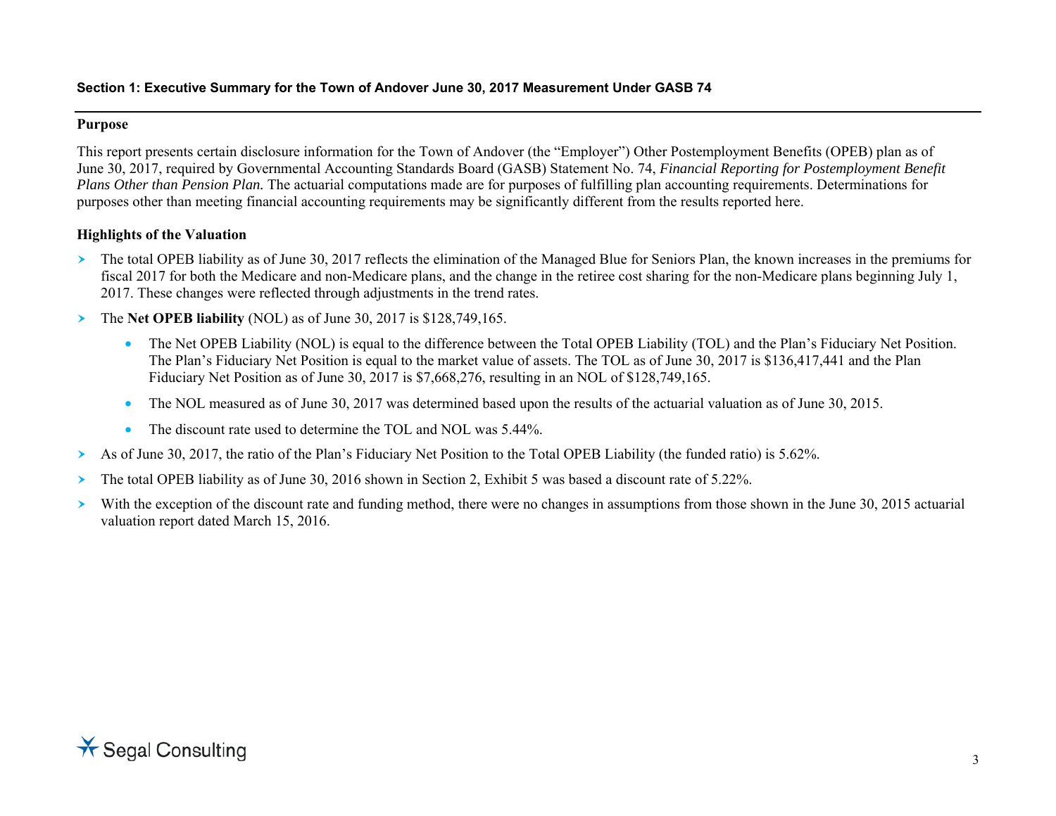## Section 1: Executive Summary for the Town of Andover June 30, 2017 Measurement Under GASB 74

### Purpose

This report presents certain disclosure information for the Town of Andover (the "Employer") Other Postemployment Benefits (OPEB) plan as of June 30, 2017, required by Governmental Accounting Standards Board (GASB) Statement No. 74, *Financial Reporting for Postemployment Benefit Plans Other than Pension Plan.* The actuarial computations made are for purposes of fulfilling plan accounting requirements. Determinations for purposes other than meeting financial accounting requirements may be significantly different from the results reported here.

### Highlights of the Valuation

- The total OPEB liability as of June 30, 2017 reflects the elimination of the Managed Blue for Seniors Plan, the known increases in the premiums for fiscal 2017 for both the Medicare and non-Medicare plans, and the change in the retiree cost sharing for the non-Medicare plans beginning July 1, 2017. These changes were reflected through adjustments in the trend rates.
- The **Net OPEB liability** (NOL) as of June 30, 2017 is $128,749,165.
  - The Net OPEB Liability (NOL) is equal to the difference between the Total OPEB Liability (TOL) and the Plan's Fiduciary Net Position. The Plan's Fiduciary Net Position is equal to the market value of assets. The TOL as of June 30, 2017 is $136,417,441 and the Plan Fiduciary Net Position as of June 30, 2017 is $7,668,276, resulting in an NOL of $128,749,165.
  - The NOL measured as of June 30, 2017 was determined based upon the results of the actuarial valuation as of June 30, 2015.
  - The discount rate used to determine the TOL and NOL was 5.44%.
- As of June 30, 2017, the ratio of the Plan's Fiduciary Net Position to the Total OPEB Liability (the funded ratio) is 5.62%.
- The total OPEB liability as of June 30, 2016 shown in Section 2, Exhibit 5 was based a discount rate of 5.22%.
- With the exception of the discount rate and funding method, there were no changes in assumptions from those shown in the June 30, 2015 actuarial valuation report dated March 15, 2016.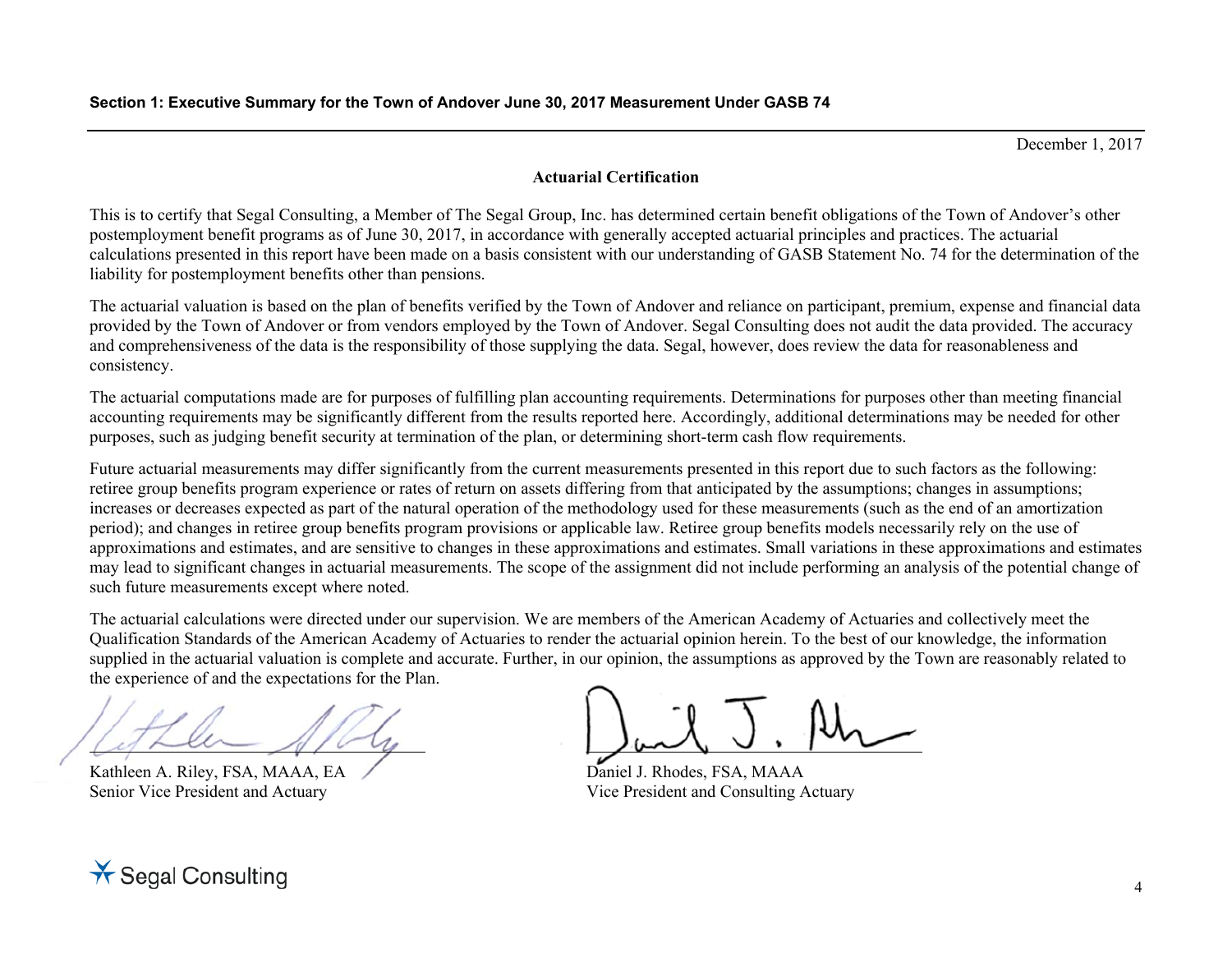December 1, 2017

## Actuarial Certification

This is to certify that Segal Consulting, a Member of The Segal Group, Inc. has determined certain benefit obligations of the Town of Andover's other postemployment benefit programs as of June 30, 2017, in accordance with generally accepted actuarial principles and practices. The actuarial calculations presented in this report have been made on a basis consistent with our understanding of GASB Statement No. 74 for the determination of the liability for postemployment benefits other than pensions.

The actuarial valuation is based on the plan of benefits verified by the Town of Andover and reliance on participant, premium, expense and financial data provided by the Town of Andover or from vendors employed by the Town of Andover. Segal Consulting does not audit the data provided. The accuracy and comprehensiveness of the data is the responsibility of those supplying the data. Segal, however, does review the data for reasonableness and consistency.

The actuarial computations made are for purposes of fulfilling plan accounting requirements. Determinations for purposes other than meeting financial accounting requirements may be significantly different from the results reported here. Accordingly, additional determinations may be needed for other purposes, such as judging benefit security at termination of the plan, or determining short-term cash flow requirements.

Future actuarial measurements may differ significantly from the current measurements presented in this report due to such factors as the following: retiree group benefits program experience or rates of return on assets differing from that anticipated by the assumptions; changes in assumptions; increases or decreases expected as part of the natural operation of the methodology used for these measurements (such as the end of an amortization period); and changes in retiree group benefits program provisions or applicable law. Retiree group benefits models necessarily rely on the use of approximations and estimates, and are sensitive to changes in these approximations and estimates. Small variations in these approximations and estimates may lead to significant changes in actuarial measurements. The scope of the assignment did not include performing an analysis of the potential change of such future measurements except where noted.

The actuarial calculations were directed under our supervision. We are members of the American Academy of Actuaries and collectively meet the Qualification Standards of the American Academy of Actuaries to render the actuarial opinion herein. To the best of our knowledge, the information supplied in the actuarial valuation is complete and accurate. Further, in our opinion, the assumptions as approved by the Town are reasonably related to the experience of and the expectations for the Plan.

Kathleen A. Riley, FSA, MAAA, EA
Senior Vice President and Actuary

Daniel J. Rhodes, FSA, MAAA
Vice President and Consulting Actuary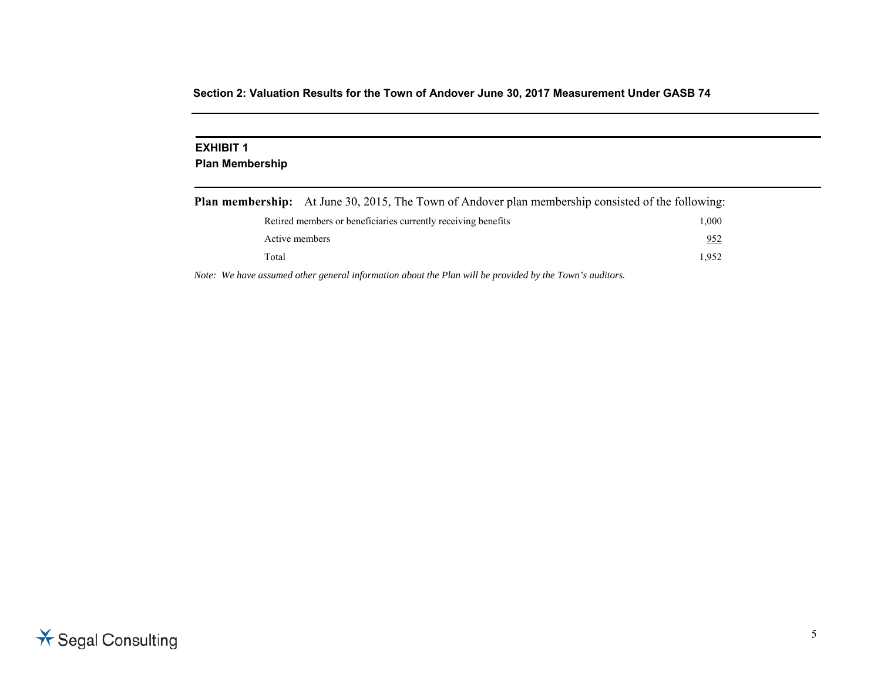## Section 2: Valuation Results for the Town of Andover June 30, 2017 Measurement Under GASB 74

### EXHIBIT 1
### Plan Membership

**Plan membership:** At June 30, 2015, The Town of Andover plan membership consisted of the following:

| | |
|---|---|
| Retired members or beneficiaries currently receiving benefits | 1,000 |
| Active members | 952 |
| Total | 1,952 |

*Note: We have assumed other general information about the Plan will be provided by the Town's auditors.*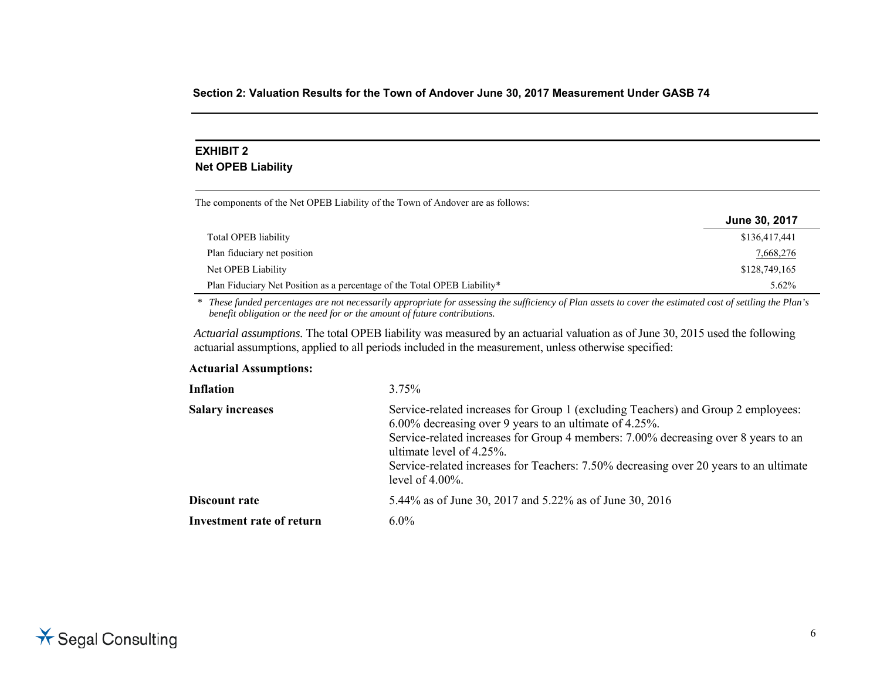## Section 2: Valuation Results for the Town of Andover June 30, 2017 Measurement Under GASB 74

### EXHIBIT 2
### Net OPEB Liability

The components of the Net OPEB Liability of the Town of Andover are as follows:

| | June 30, 2017 |
|---|---|
| Total OPEB liability | $136,417,441 |
| Plan fiduciary net position | 7,668,276 |
| Net OPEB Liability | $128,749,165 |
| Plan Fiduciary Net Position as a percentage of the Total OPEB Liability* | 5.62% |

\* *These funded percentages are not necessarily appropriate for assessing the sufficiency of Plan assets to cover the estimated cost of settling the Plan's benefit obligation or the need for or the amount of future contributions.*

*Actuarial assumptions.* The total OPEB liability was measured by an actuarial valuation as of June 30, 2015 used the following actuarial assumptions, applied to all periods included in the measurement, unless otherwise specified:

**Actuarial Assumptions:**

| | |
|---|---|
| **Inflation** | 3.75% |
| **Salary increases** | Service-related increases for Group 1 (excluding Teachers) and Group 2 employees: 6.00% decreasing over 9 years to an ultimate of 4.25%. Service-related increases for Group 4 members: 7.00% decreasing over 8 years to an ultimate level of 4.25%. Service-related increases for Teachers: 7.50% decreasing over 20 years to an ultimate level of 4.00%. |
| **Discount rate** | 5.44% as of June 30, 2017 and 5.22% as of June 30, 2016 |
| **Investment rate of return** | 6.0% |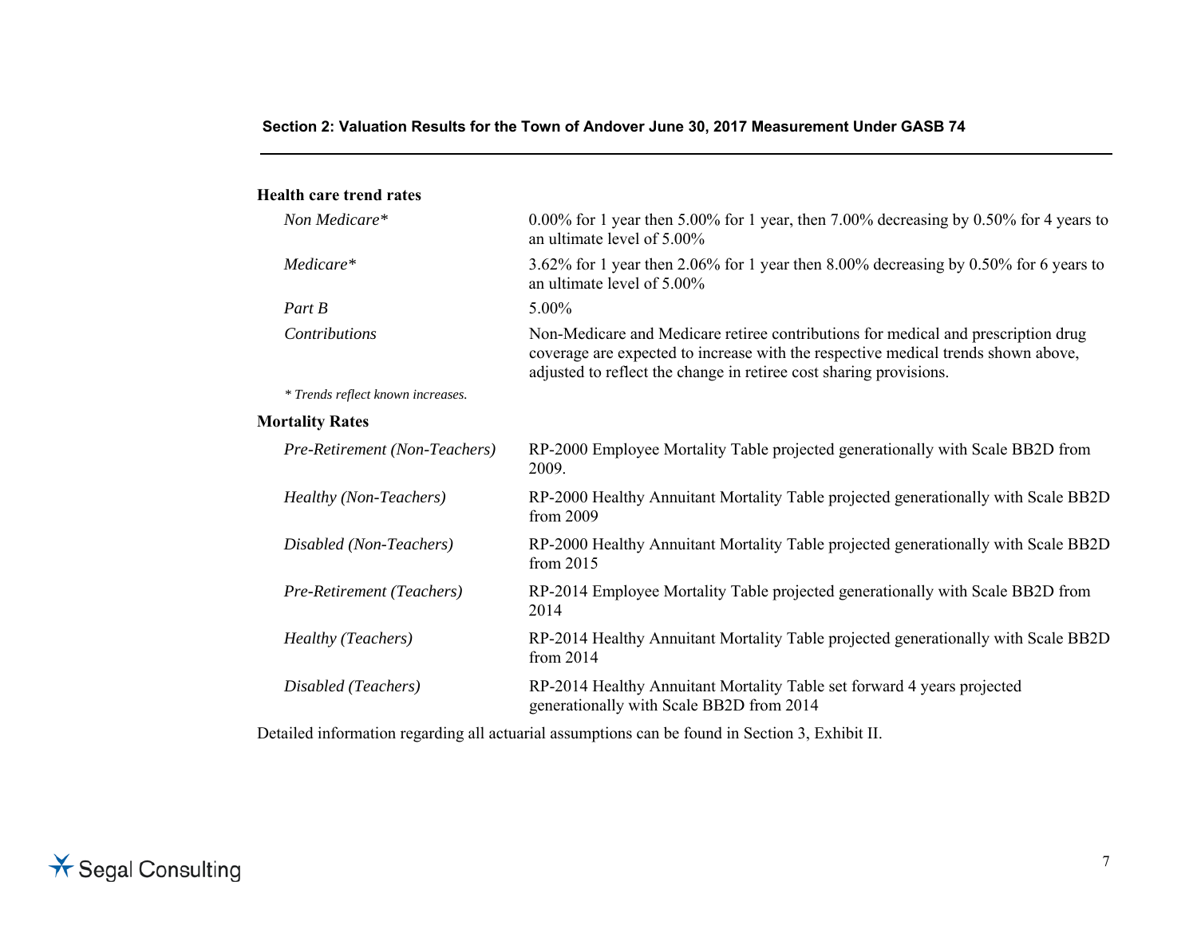**Health care trend rates**

| | |
|---|---|
| *Non Medicare** | 0.00% for 1 year then 5.00% for 1 year, then 7.00% decreasing by 0.50% for 4 years to an ultimate level of 5.00% |
| *Medicare** | 3.62% for 1 year then 2.06% for 1 year then 8.00% decreasing by 0.50% for 6 years to an ultimate level of 5.00% |
| *Part B* | 5.00% |
| *Contributions* | Non-Medicare and Medicare retiree contributions for medical and prescription drug coverage are expected to increase with the respective medical trends shown above, adjusted to reflect the change in retiree cost sharing provisions. |

*\* Trends reflect known increases.*

**Mortality Rates**

| | |
|---|---|
| *Pre-Retirement (Non-Teachers)* | RP-2000 Employee Mortality Table projected generationally with Scale BB2D from 2009. |
| *Healthy (Non-Teachers)* | RP-2000 Healthy Annuitant Mortality Table projected generationally with Scale BB2D from 2009 |
| *Disabled (Non-Teachers)* | RP-2000 Healthy Annuitant Mortality Table projected generationally with Scale BB2D from 2015 |
| *Pre-Retirement (Teachers)* | RP-2014 Employee Mortality Table projected generationally with Scale BB2D from 2014 |
| *Healthy (Teachers)* | RP-2014 Healthy Annuitant Mortality Table projected generationally with Scale BB2D from 2014 |
| *Disabled (Teachers)* | RP-2014 Healthy Annuitant Mortality Table set forward 4 years projected generationally with Scale BB2D from 2014 |

Detailed information regarding all actuarial assumptions can be found in Section 3, Exhibit II.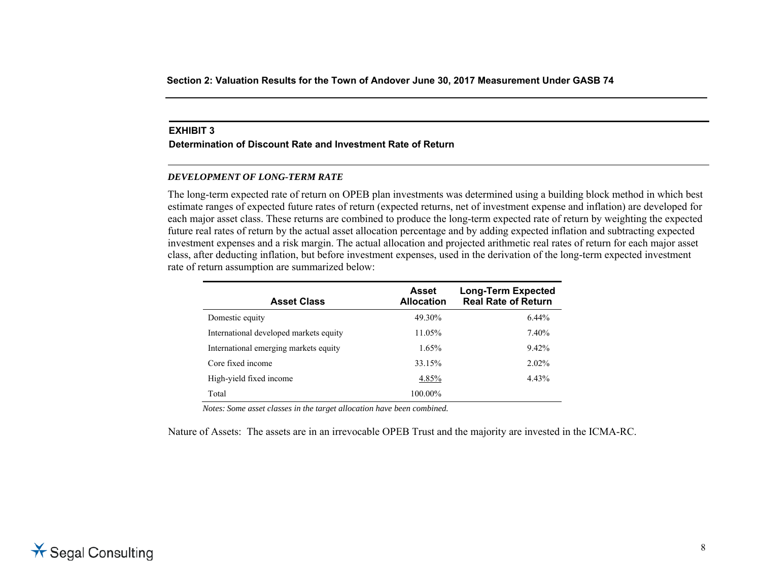## EXHIBIT 3

### Determination of Discount Rate and Investment Rate of Return

#### *DEVELOPMENT OF LONG-TERM RATE*

The long-term expected rate of return on OPEB plan investments was determined using a building block method in which best estimate ranges of expected future rates of return (expected returns, net of investment expense and inflation) are developed for each major asset class. These returns are combined to produce the long-term expected rate of return by weighting the expected future real rates of return by the actual asset allocation percentage and by adding expected inflation and subtracting expected investment expenses and a risk margin. The actual allocation and projected arithmetic real rates of return for each major asset class, after deducting inflation, but before investment expenses, used in the derivation of the long-term expected investment rate of return assumption are summarized below:

| Asset Class | Asset Allocation | Long-Term Expected Real Rate of Return |
|---|---|---|
| Domestic equity | 49.30% | 6.44% |
| International developed markets equity | 11.05% | 7.40% |
| International emerging markets equity | 1.65% | 9.42% |
| Core fixed income | 33.15% | 2.02% |
| High-yield fixed income | 4.85% | 4.43% |
| Total | 100.00% | |

*Notes: Some asset classes in the target allocation have been combined.*

Nature of Assets: The assets are in an irrevocable OPEB Trust and the majority are invested in the ICMA-RC.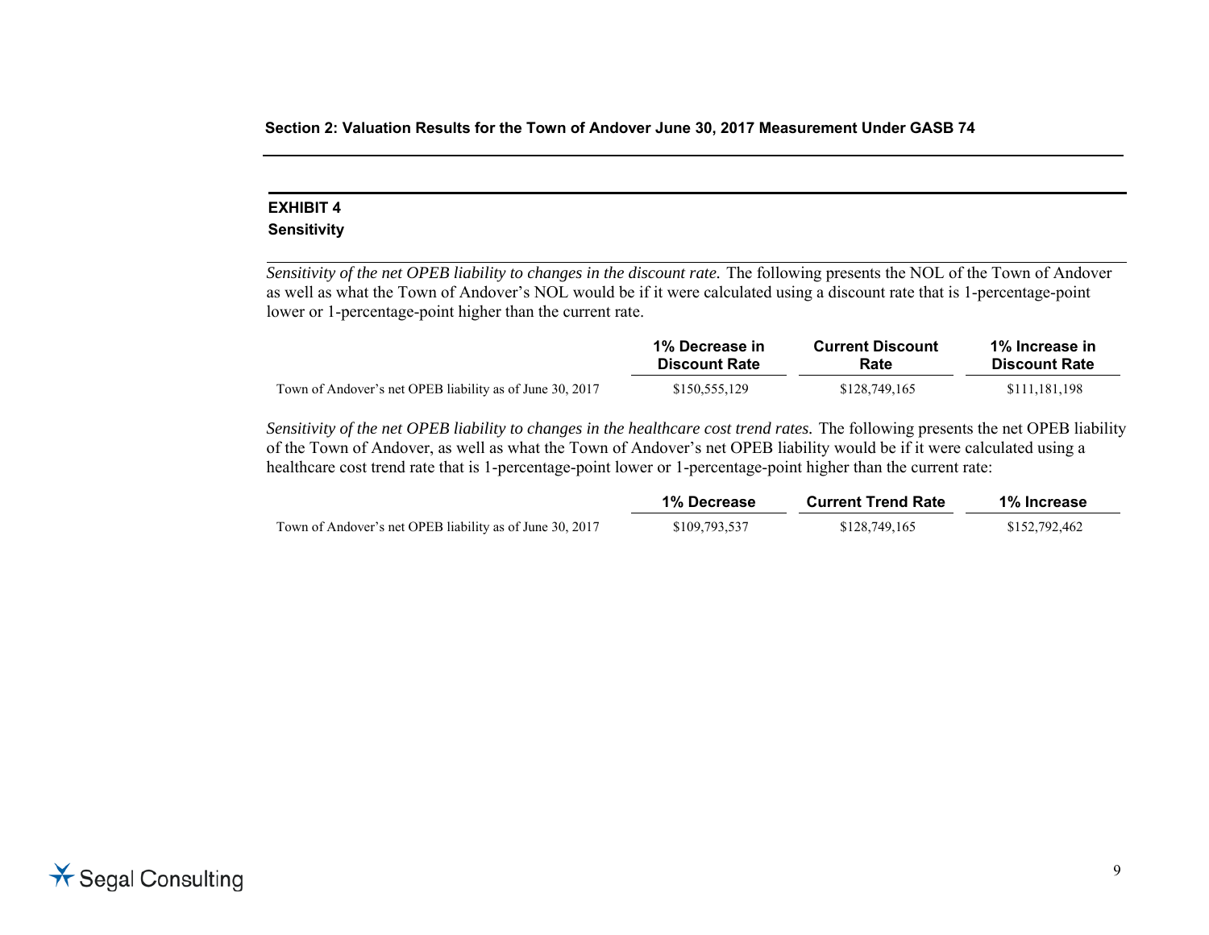## EXHIBIT 4
### Sensitivity

*Sensitivity of the net OPEB liability to changes in the discount rate.* The following presents the NOL of the Town of Andover as well as what the Town of Andover's NOL would be if it were calculated using a discount rate that is 1-percentage-point lower or 1-percentage-point higher than the current rate.

| | 1% Decrease in Discount Rate | Current Discount Rate | 1% Increase in Discount Rate |
|---|---|---|---|
| Town of Andover's net OPEB liability as of June 30, 2017 | $150,555,129 | $128,749,165 | $111,181,198 |

*Sensitivity of the net OPEB liability to changes in the healthcare cost trend rates.* The following presents the net OPEB liability of the Town of Andover, as well as what the Town of Andover's net OPEB liability would be if it were calculated using a healthcare cost trend rate that is 1-percentage-point lower or 1-percentage-point higher than the current rate:

| | 1% Decrease | Current Trend Rate | 1% Increase |
|---|---|---|---|
| Town of Andover's net OPEB liability as of June 30, 2017 | $109,793,537 | $128,749,165 | $152,792,462 |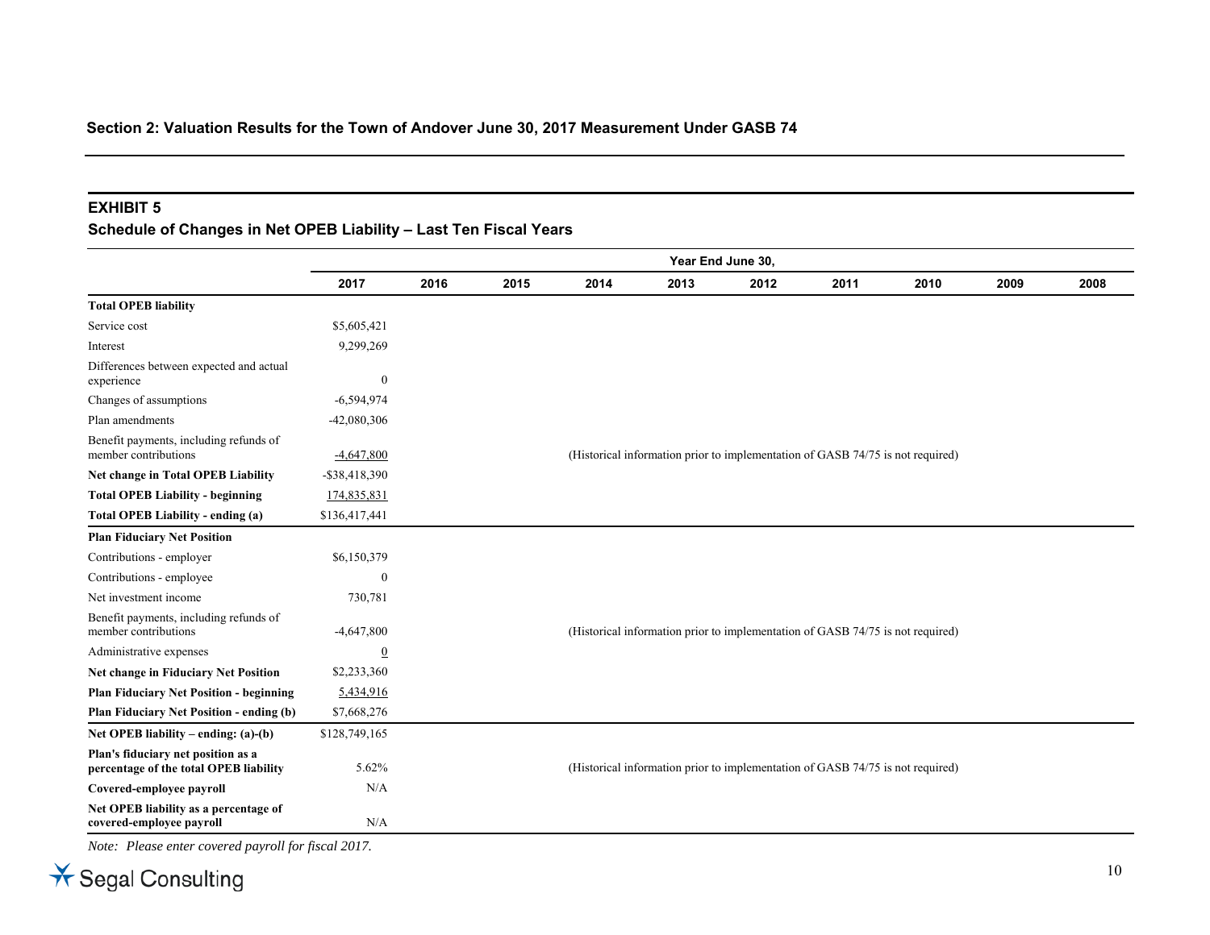## Section 2: Valuation Results for the Town of Andover June 30, 2017 Measurement Under GASB 74

### EXHIBIT 5

### Schedule of Changes in Net OPEB Liability – Last Ten Fiscal Years

| | Year End June 30, | | | | | | | | | |
|---|---|---|---|---|---|---|---|---|---|---|
| | **2017** | **2016** | **2015** | **2014** | **2013** | **2012** | **2011** | **2010** | **2009** | **2008** |
| **Total OPEB liability** | | | | | | | | | | |
| Service cost | $5,605,421 | | | | | | | | | |
| Interest | 9,299,269 | | | | | | | | | |
| Differences between expected and actual experience | 0 | | | | | | | | | |
| Changes of assumptions | -6,594,974 | | | | | | | | | |
| Plan amendments | -42,080,306 | | | | | | | | | |
| Benefit payments, including refunds of member contributions | -4,647,800 | | | (Historical information prior to implementation of GASB 74/75 is not required) | | | | | | |
| **Net change in Total OPEB Liability** | -$38,418,390 | | | | | | | | | |
| **Total OPEB Liability - beginning** | 174,835,831 | | | | | | | | | |
| **Total OPEB Liability - ending (a)** | $136,417,441 | | | | | | | | | |
| **Plan Fiduciary Net Position** | | | | | | | | | | |
| Contributions - employer | $6,150,379 | | | | | | | | | |
| Contributions - employee | 0 | | | | | | | | | |
| Net investment income | 730,781 | | | | | | | | | |
| Benefit payments, including refunds of member contributions | -4,647,800 | | | (Historical information prior to implementation of GASB 74/75 is not required) | | | | | | |
| Administrative expenses | 0 | | | | | | | | | |
| **Net change in Fiduciary Net Position** | $2,233,360 | | | | | | | | | |
| **Plan Fiduciary Net Position - beginning** | 5,434,916 | | | | | | | | | |
| **Plan Fiduciary Net Position - ending (b)** | $7,668,276 | | | | | | | | | |
| **Net OPEB liability – ending: (a)-(b)** | $128,749,165 | | | | | | | | | |
| **Plan's fiduciary net position as a percentage of the total OPEB liability** | 5.62% | | | (Historical information prior to implementation of GASB 74/75 is not required) | | | | | | |
| **Covered-employee payroll** | N/A | | | | | | | | | |
| **Net OPEB liability as a percentage of covered-employee payroll** | N/A | | | | | | | | | |

*Note: Please enter covered payroll for fiscal 2017.*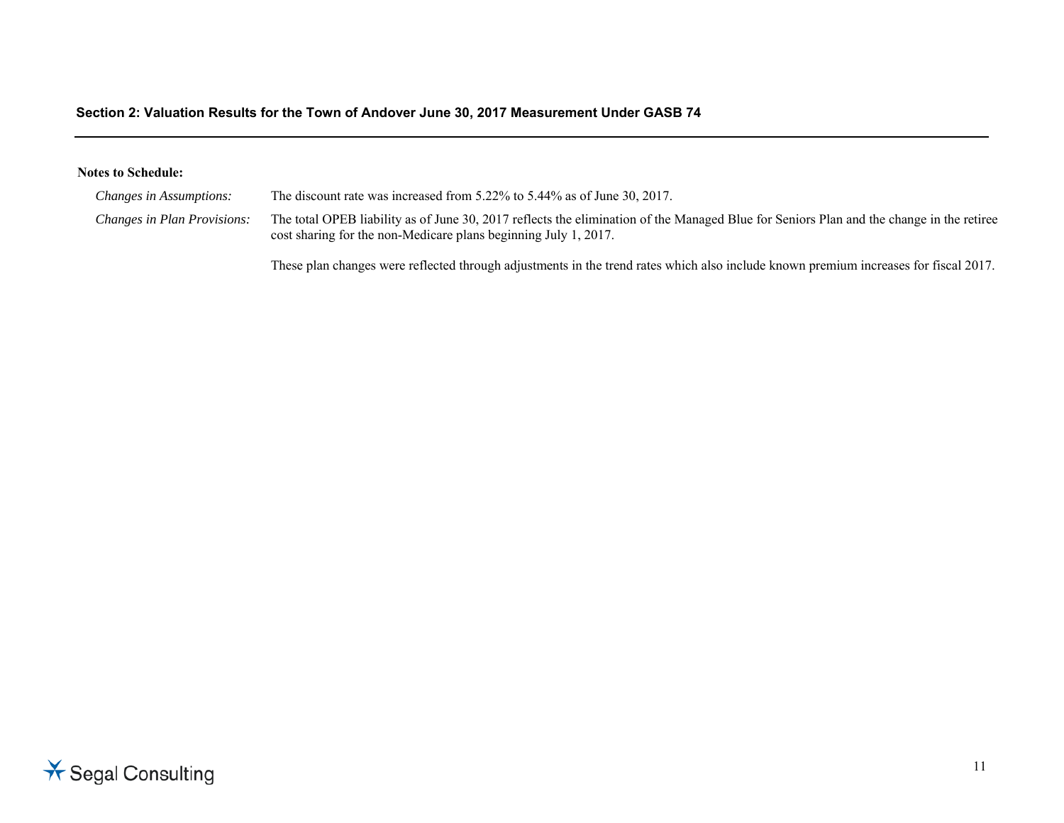## Section 2: Valuation Results for the Town of Andover June 30, 2017 Measurement Under GASB 74

**Notes to Schedule:**

*Changes in Assumptions:* The discount rate was increased from 5.22% to 5.44% as of June 30, 2017.

*Changes in Plan Provisions:* The total OPEB liability as of June 30, 2017 reflects the elimination of the Managed Blue for Seniors Plan and the change in the retiree cost sharing for the non-Medicare plans beginning July 1, 2017.

These plan changes were reflected through adjustments in the trend rates which also include known premium increases for fiscal 2017.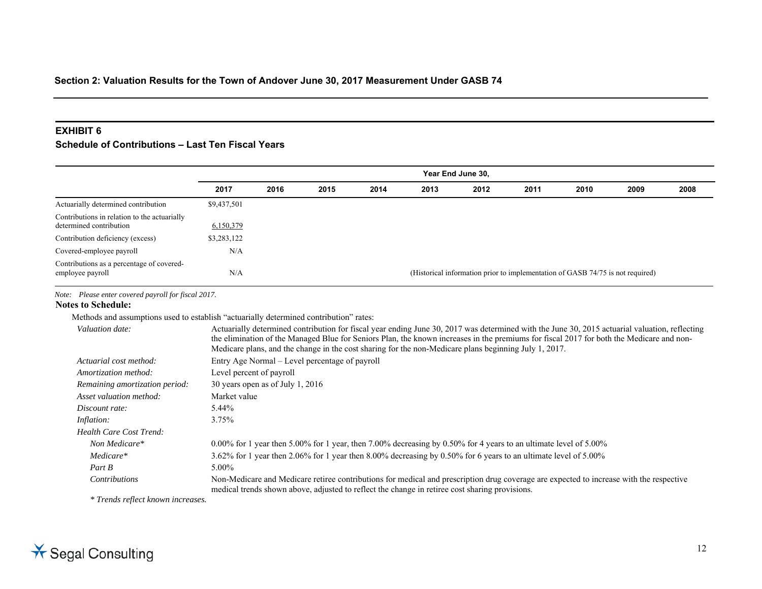**Section 2: Valuation Results for the Town of Andover June 30, 2017 Measurement Under GASB 74**

## EXHIBIT 6
### Schedule of Contributions – Last Ten Fiscal Years

| | Year End June 30, | | | | | | | | | |
|---|---|---|---|---|---|---|---|---|---|---|
| | 2017 | 2016 | 2015 | 2014 | 2013 | 2012 | 2011 | 2010 | 2009 | 2008 |
| Actuarially determined contribution | $9,437,501 | | | | | | | | | |
| Contributions in relation to the actuarially determined contribution | 6,150,379 | | | | | | | | | |
| Contribution deficiency (excess) | $3,283,122 | | | | | | | | | |
| Covered-employee payroll | N/A | | | | | | | | | |
| Contributions as a percentage of covered-employee payroll | N/A | | | | (Historical information prior to implementation of GASB 74/75 is not required) | | | | | |

*Note: Please enter covered payroll for fiscal 2017.*

**Notes to Schedule:**

Methods and assumptions used to establish "actuarially determined contribution" rates:

| | |
|---|---|
| *Valuation date:* | Actuarially determined contribution for fiscal year ending June 30, 2017 was determined with the June 30, 2015 actuarial valuation, reflecting the elimination of the Managed Blue for Seniors Plan, the known increases in the premiums for fiscal 2017 for both the Medicare and non-Medicare plans, and the change in the cost sharing for the non-Medicare plans beginning July 1, 2017. |
| *Actuarial cost method:* | Entry Age Normal – Level percentage of payroll |
| *Amortization method:* | Level percent of payroll |
| *Remaining amortization period:* | 30 years open as of July 1, 2016 |
| *Asset valuation method:* | Market value |
| *Discount rate:* | 5.44% |
| *Inflation:* | 3.75% |
| *Health Care Cost Trend:* | |
| *Non Medicare** | 0.00% for 1 year then 5.00% for 1 year, then 7.00% decreasing by 0.50% for 4 years to an ultimate level of 5.00% |
| *Medicare** | 3.62% for 1 year then 2.06% for 1 year then 8.00% decreasing by 0.50% for 6 years to an ultimate level of 5.00% |
| *Part B* | 5.00% |
| *Contributions* | Non-Medicare and Medicare retiree contributions for medical and prescription drug coverage are expected to increase with the respective medical trends shown above, adjusted to reflect the change in retiree cost sharing provisions. |

*\* Trends reflect known increases.*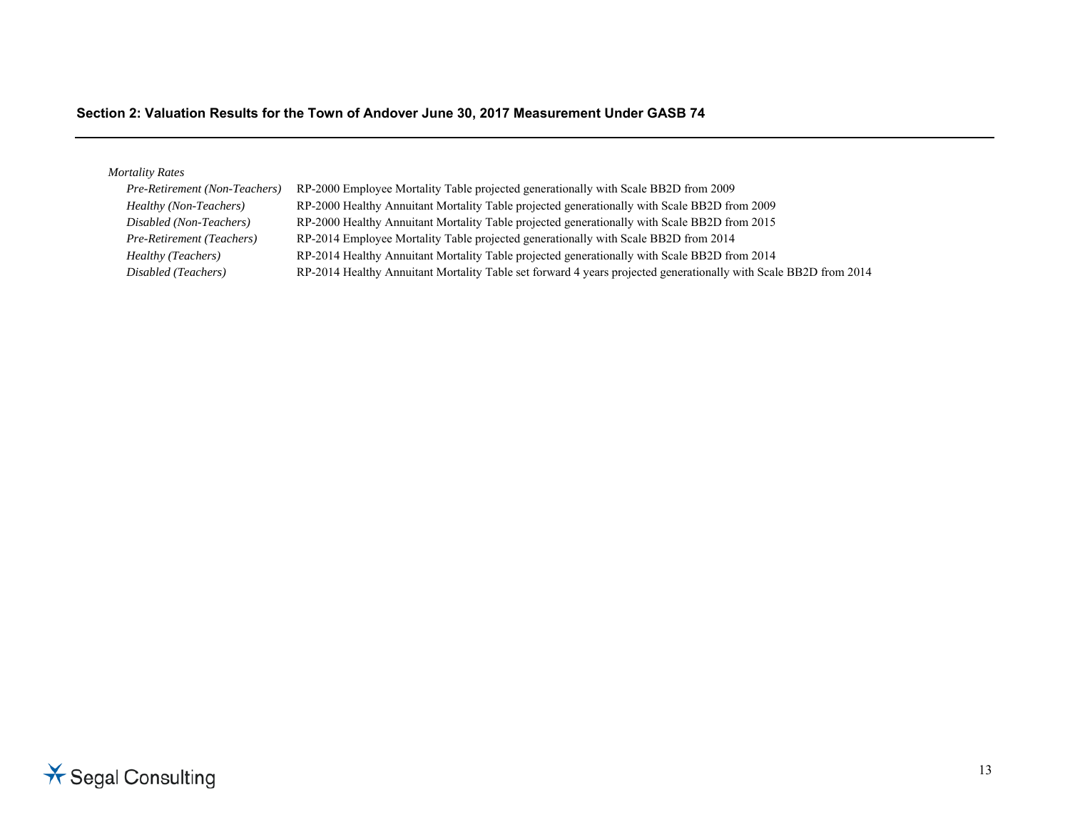*Mortality Rates*

| | |
|---|---|
| *Pre-Retirement (Non-Teachers)* | RP-2000 Employee Mortality Table projected generationally with Scale BB2D from 2009 |
| *Healthy (Non-Teachers)* | RP-2000 Healthy Annuitant Mortality Table projected generationally with Scale BB2D from 2009 |
| *Disabled (Non-Teachers)* | RP-2000 Healthy Annuitant Mortality Table projected generationally with Scale BB2D from 2015 |
| *Pre-Retirement (Teachers)* | RP-2014 Employee Mortality Table projected generationally with Scale BB2D from 2014 |
| *Healthy (Teachers)* | RP-2014 Healthy Annuitant Mortality Table projected generationally with Scale BB2D from 2014 |
| *Disabled (Teachers)* | RP-2014 Healthy Annuitant Mortality Table set forward 4 years projected generationally with Scale BB2D from 2014 |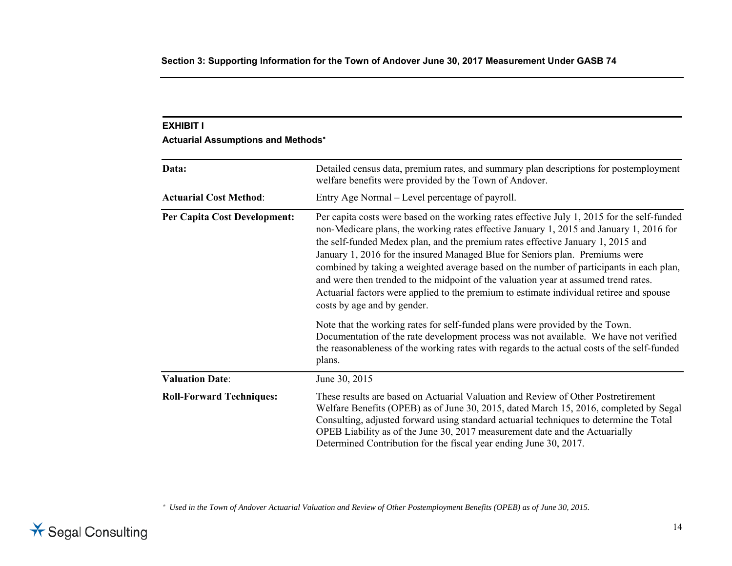## Section 3: Supporting Information for the Town of Andover June 30, 2017 Measurement Under GASB 74

### EXHIBIT I

**Actuarial Assumptions and Methods***

| | |
|---|---|
| **Data:** | Detailed census data, premium rates, and summary plan descriptions for postemployment welfare benefits were provided by the Town of Andover. |
| **Actuarial Cost Method**: | Entry Age Normal – Level percentage of payroll. |
| **Per Capita Cost Development:** | Per capita costs were based on the working rates effective July 1, 2015 for the self-funded non-Medicare plans, the working rates effective January 1, 2015 and January 1, 2016 for the self-funded Medex plan, and the premium rates effective January 1, 2015 and January 1, 2016 for the insured Managed Blue for Seniors plan. Premiums were combined by taking a weighted average based on the number of participants in each plan, and were then trended to the midpoint of the valuation year at assumed trend rates. Actuarial factors were applied to the premium to estimate individual retiree and spouse costs by age and by gender.<br><br>Note that the working rates for self-funded plans were provided by the Town. Documentation of the rate development process was not available. We have not verified the reasonableness of the working rates with regards to the actual costs of the self-funded plans. |
| **Valuation Date**: | June 30, 2015 |
| **Roll-Forward Techniques:** | These results are based on Actuarial Valuation and Review of Other Postretirement Welfare Benefits (OPEB) as of June 30, 2015, dated March 15, 2016, completed by Segal Consulting, adjusted forward using standard actuarial techniques to determine the Total OPEB Liability as of the June 30, 2017 measurement date and the Actuarially Determined Contribution for the fiscal year ending June 30, 2017. |

\* *Used in the Town of Andover Actuarial Valuation and Review of Other Postemployment Benefits (OPEB) as of June 30, 2015.*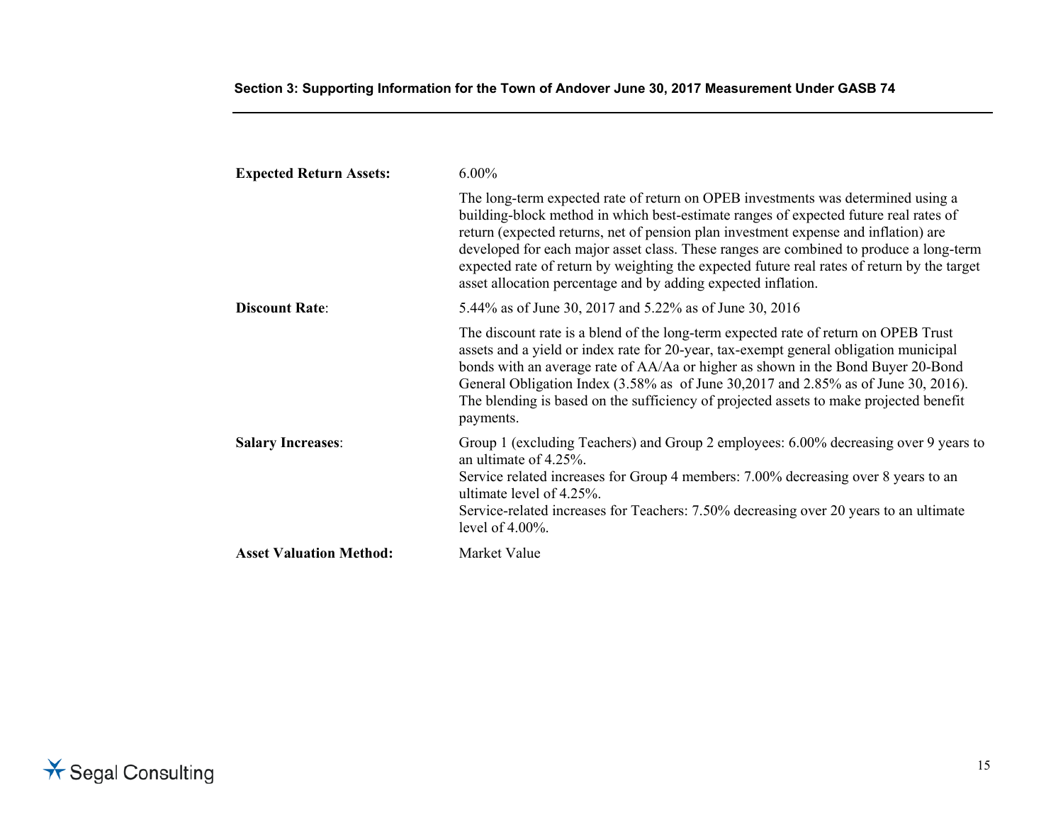## Section 3: Supporting Information for the Town of Andover June 30, 2017 Measurement Under GASB 74

**Expected Return Assets:** 6.00%

The long-term expected rate of return on OPEB investments was determined using a building-block method in which best-estimate ranges of expected future real rates of return (expected returns, net of pension plan investment expense and inflation) are developed for each major asset class. These ranges are combined to produce a long-term expected rate of return by weighting the expected future real rates of return by the target asset allocation percentage and by adding expected inflation.

**Discount Rate**: 5.44% as of June 30, 2017 and 5.22% as of June 30, 2016

The discount rate is a blend of the long-term expected rate of return on OPEB Trust assets and a yield or index rate for 20-year, tax-exempt general obligation municipal bonds with an average rate of AA/Aa or higher as shown in the Bond Buyer 20-Bond General Obligation Index (3.58% as of June 30,2017 and 2.85% as of June 30, 2016). The blending is based on the sufficiency of projected assets to make projected benefit payments.

**Salary Increases**:

Group 1 (excluding Teachers) and Group 2 employees: 6.00% decreasing over 9 years to an ultimate of 4.25%.
Service related increases for Group 4 members: 7.00% decreasing over 8 years to an ultimate level of 4.25%.
Service-related increases for Teachers: 7.50% decreasing over 20 years to an ultimate level of 4.00%.

**Asset Valuation Method:** Market Value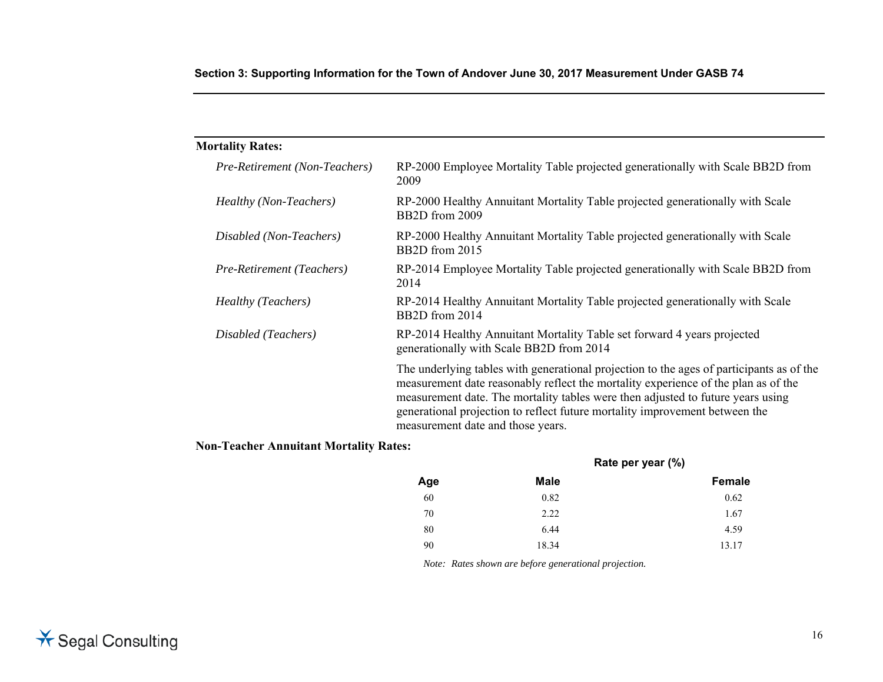## Section 3: Supporting Information for the Town of Andover June 30, 2017 Measurement Under GASB 74

**Mortality Rates:**

| | |
|---|---|
| *Pre-Retirement (Non-Teachers)* | RP-2000 Employee Mortality Table projected generationally with Scale BB2D from 2009 |
| *Healthy (Non-Teachers)* | RP-2000 Healthy Annuitant Mortality Table projected generationally with Scale BB2D from 2009 |
| *Disabled (Non-Teachers)* | RP-2000 Healthy Annuitant Mortality Table projected generationally with Scale BB2D from 2015 |
| *Pre-Retirement (Teachers)* | RP-2014 Employee Mortality Table projected generationally with Scale BB2D from 2014 |
| *Healthy (Teachers)* | RP-2014 Healthy Annuitant Mortality Table projected generationally with Scale BB2D from 2014 |
| *Disabled (Teachers)* | RP-2014 Healthy Annuitant Mortality Table set forward 4 years projected generationally with Scale BB2D from 2014 |

The underlying tables with generational projection to the ages of participants as of the measurement date reasonably reflect the mortality experience of the plan as of the measurement date. The mortality tables were then adjusted to future years using generational projection to reflect future mortality improvement between the measurement date and those years.

**Non-Teacher Annuitant Mortality Rates:**

| | Rate per year (%) | |
|---|---|---|
| **Age** | **Male** | **Female** |
| 60 | 0.82 | 0.62 |
| 70 | 2.22 | 1.67 |
| 80 | 6.44 | 4.59 |
| 90 | 18.34 | 13.17 |

*Note: Rates shown are before generational projection.*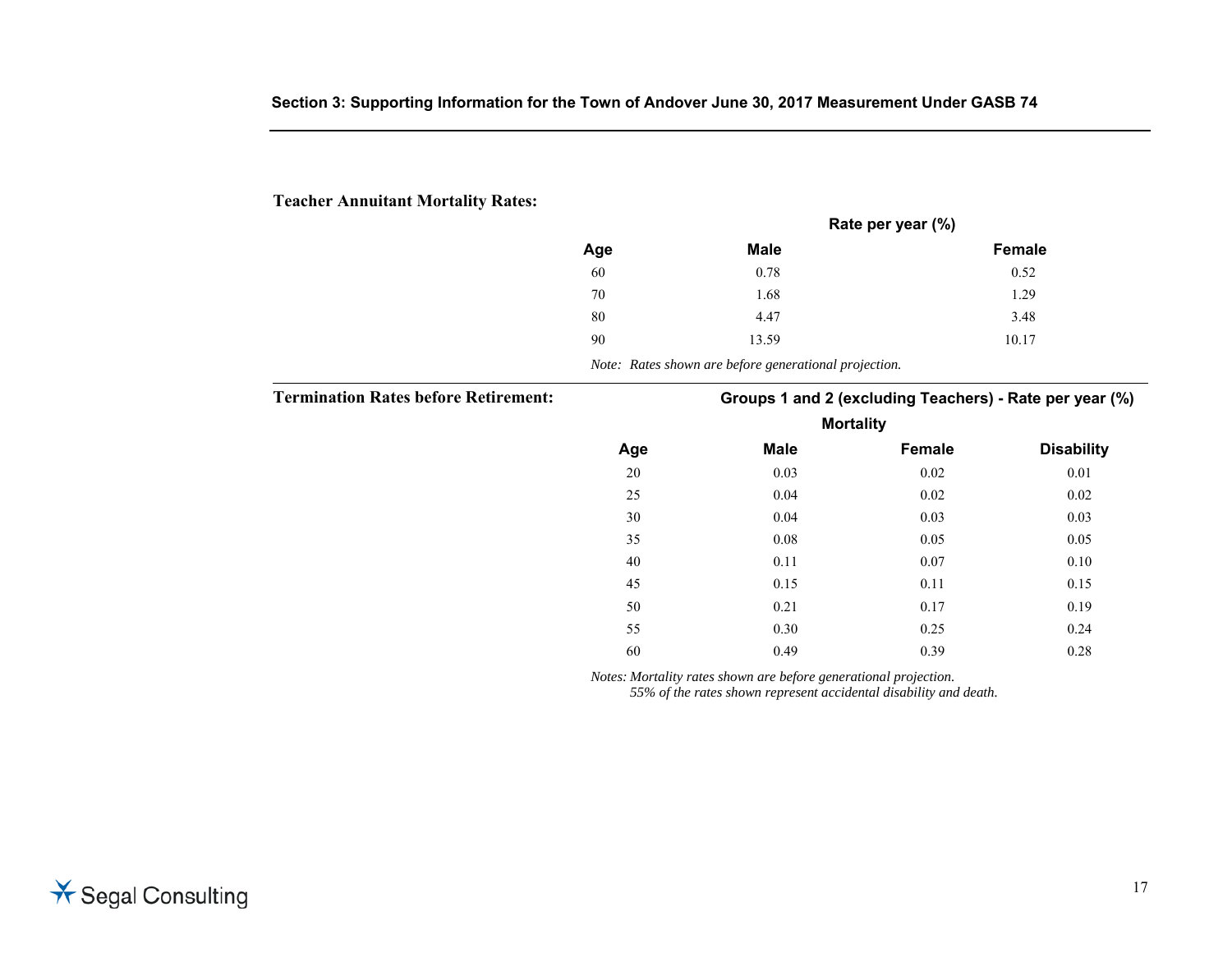**Teacher Annuitant Mortality Rates:**

| | Rate per year (%) | |
|---|---|---|
| **Age** | **Male** | **Female** |
| 60 | 0.78 | 0.52 |
| 70 | 1.68 | 1.29 |
| 80 | 4.47 | 3.48 |
| 90 | 13.59 | 10.17 |

*Note: Rates shown are before generational projection.*

**Termination Rates before Retirement:**

| | Groups 1 and 2 (excluding Teachers) - Rate per year (%) | | |
|---|---|---|---|
| | Mortality | | |
| **Age** | **Male** | **Female** | **Disability** |
| 20 | 0.03 | 0.02 | 0.01 |
| 25 | 0.04 | 0.02 | 0.02 |
| 30 | 0.04 | 0.03 | 0.03 |
| 35 | 0.08 | 0.05 | 0.05 |
| 40 | 0.11 | 0.07 | 0.10 |
| 45 | 0.15 | 0.11 | 0.15 |
| 50 | 0.21 | 0.17 | 0.19 |
| 55 | 0.30 | 0.25 | 0.24 |
| 60 | 0.49 | 0.39 | 0.28 |

*Notes: Mortality rates shown are before generational projection.*
*55% of the rates shown represent accidental disability and death.*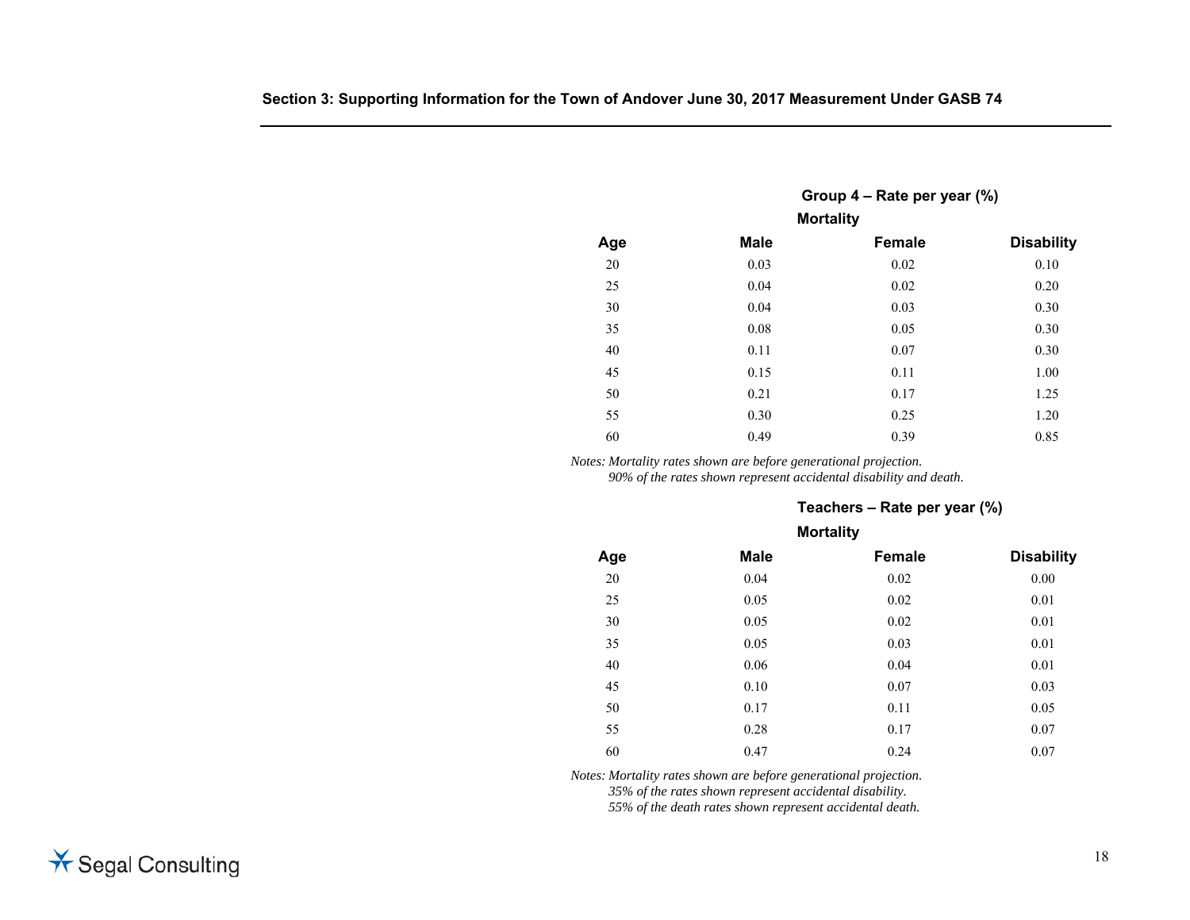| | Group 4 – Rate per year (%) | | |
|---|---|---|---|
| | Mortality | | |
| Age | Male | Female | Disability |
| 20 | 0.03 | 0.02 | 0.10 |
| 25 | 0.04 | 0.02 | 0.20 |
| 30 | 0.04 | 0.03 | 0.30 |
| 35 | 0.08 | 0.05 | 0.30 |
| 40 | 0.11 | 0.07 | 0.30 |
| 45 | 0.15 | 0.11 | 1.00 |
| 50 | 0.21 | 0.17 | 1.25 |
| 55 | 0.30 | 0.25 | 1.20 |
| 60 | 0.49 | 0.39 | 0.85 |

*Notes: Mortality rates shown are before generational projection.*
*90% of the rates shown represent accidental disability and death.*

| | Teachers – Rate per year (%) | | |
|---|---|---|---|
| | Mortality | | |
| Age | Male | Female | Disability |
| 20 | 0.04 | 0.02 | 0.00 |
| 25 | 0.05 | 0.02 | 0.01 |
| 30 | 0.05 | 0.02 | 0.01 |
| 35 | 0.05 | 0.03 | 0.01 |
| 40 | 0.06 | 0.04 | 0.01 |
| 45 | 0.10 | 0.07 | 0.03 |
| 50 | 0.17 | 0.11 | 0.05 |
| 55 | 0.28 | 0.17 | 0.07 |
| 60 | 0.47 | 0.24 | 0.07 |

*Notes: Mortality rates shown are before generational projection.*
*35% of the rates shown represent accidental disability.*
*55% of the death rates shown represent accidental death.*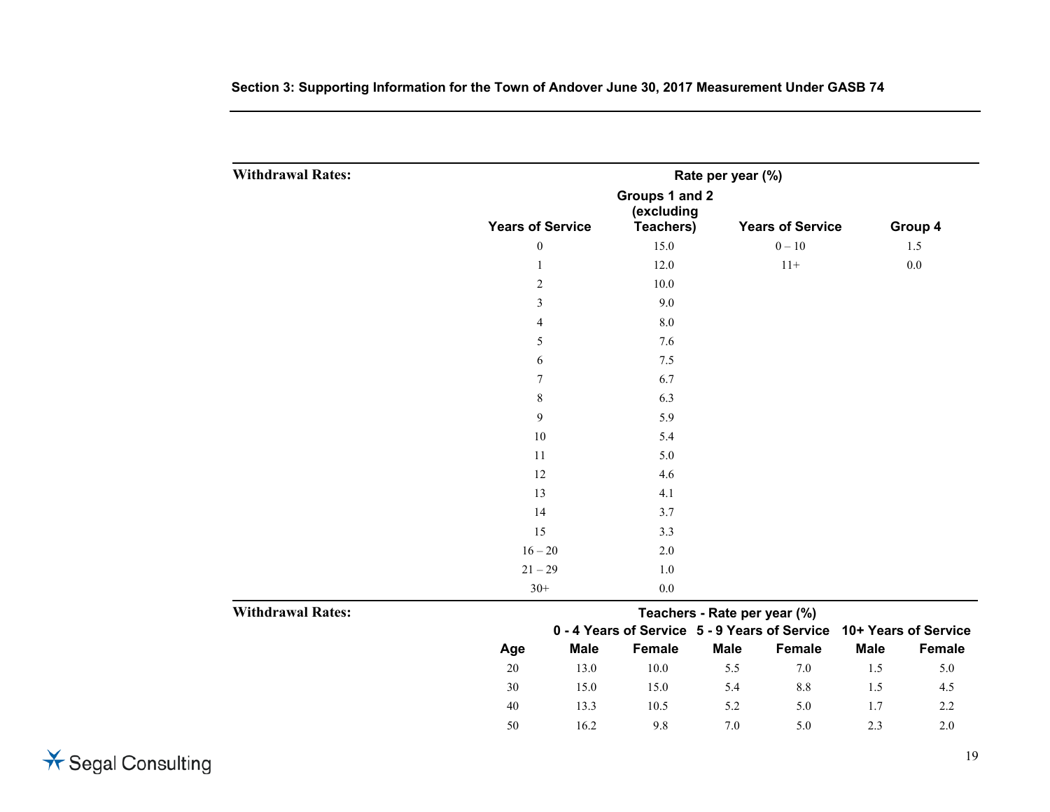**Section 3: Supporting Information for the Town of Andover June 30, 2017 Measurement Under GASB 74**

**Withdrawal Rates:**

Rate per year (%)

| Years of Service | Groups 1 and 2 (excluding Teachers) | Years of Service | Group 4 |
|---|---|---|---|
| 0 | 15.0 | 0 – 10 | 1.5 |
| 1 | 12.0 | 11+ | 0.0 |
| 2 | 10.0 | | |
| 3 | 9.0 | | |
| 4 | 8.0 | | |
| 5 | 7.6 | | |
| 6 | 7.5 | | |
| 7 | 6.7 | | |
| 8 | 6.3 | | |
| 9 | 5.9 | | |
| 10 | 5.4 | | |
| 11 | 5.0 | | |
| 12 | 4.6 | | |
| 13 | 4.1 | | |
| 14 | 3.7 | | |
| 15 | 3.3 | | |
| 16 – 20 | 2.0 | | |
| 21 – 29 | 1.0 | | |
| 30+ | 0.0 | | |

**Withdrawal Rates:**

Teachers - Rate per year (%)

| | 0 - 4 Years of Service | | 5 - 9 Years of Service | | 10+ Years of Service | |
|---|---|---|---|---|---|---|
| Age | Male | Female | Male | Female | Male | Female |
| 20 | 13.0 | 10.0 | 5.5 | 7.0 | 1.5 | 5.0 |
| 30 | 15.0 | 15.0 | 5.4 | 8.8 | 1.5 | 4.5 |
| 40 | 13.3 | 10.5 | 5.2 | 5.0 | 1.7 | 2.2 |
| 50 | 16.2 | 9.8 | 7.0 | 5.0 | 2.3 | 2.0 |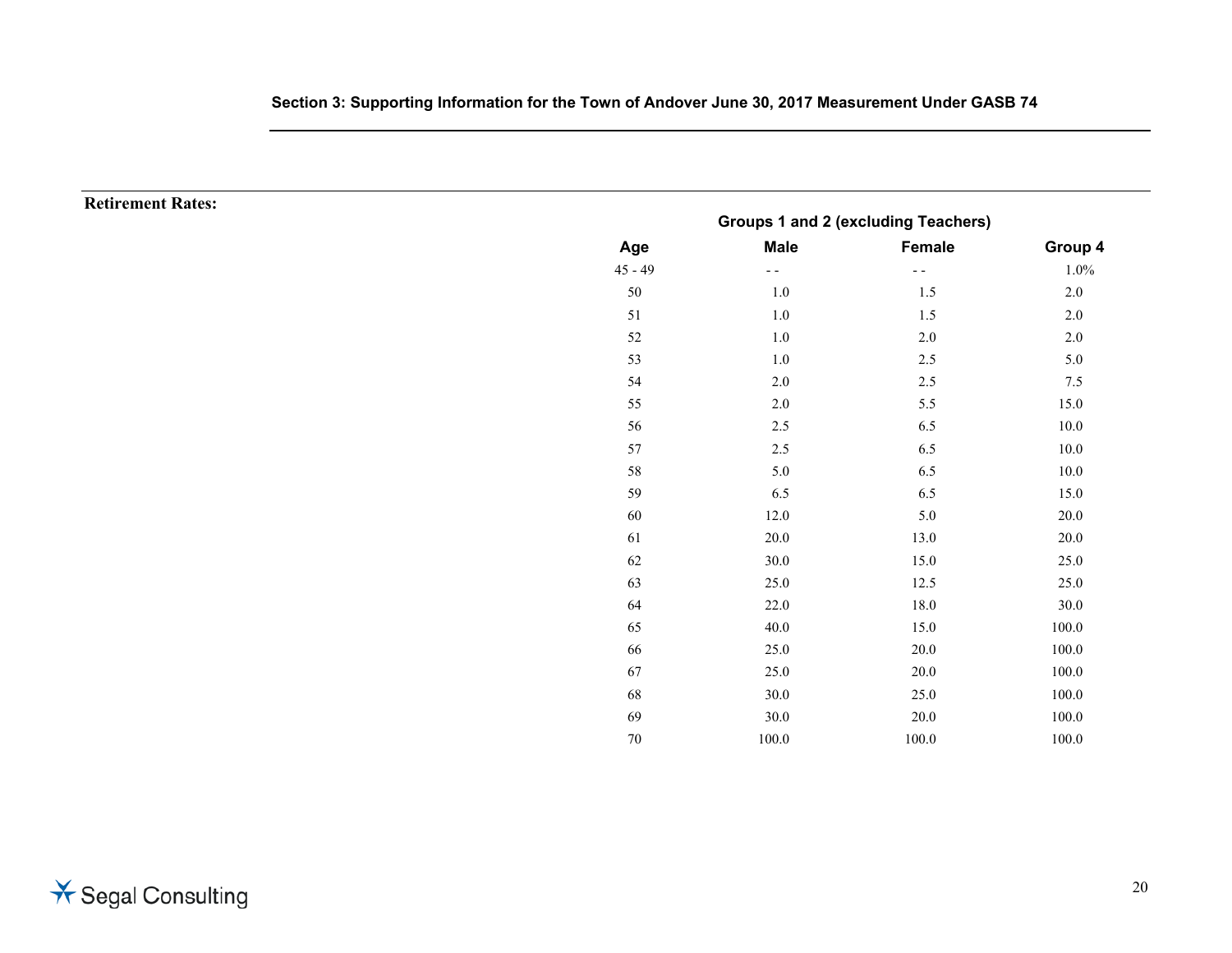**Retirement Rates:**

| Age | Groups 1 and 2 (excluding Teachers) Male | Female | Group 4 |
|---|---|---|---|
| 45 - 49 | - - | - - | 1.0% |
| 50 | 1.0 | 1.5 | 2.0 |
| 51 | 1.0 | 1.5 | 2.0 |
| 52 | 1.0 | 2.0 | 2.0 |
| 53 | 1.0 | 2.5 | 5.0 |
| 54 | 2.0 | 2.5 | 7.5 |
| 55 | 2.0 | 5.5 | 15.0 |
| 56 | 2.5 | 6.5 | 10.0 |
| 57 | 2.5 | 6.5 | 10.0 |
| 58 | 5.0 | 6.5 | 10.0 |
| 59 | 6.5 | 6.5 | 15.0 |
| 60 | 12.0 | 5.0 | 20.0 |
| 61 | 20.0 | 13.0 | 20.0 |
| 62 | 30.0 | 15.0 | 25.0 |
| 63 | 25.0 | 12.5 | 25.0 |
| 64 | 22.0 | 18.0 | 30.0 |
| 65 | 40.0 | 15.0 | 100.0 |
| 66 | 25.0 | 20.0 | 100.0 |
| 67 | 25.0 | 20.0 | 100.0 |
| 68 | 30.0 | 25.0 | 100.0 |
| 69 | 30.0 | 20.0 | 100.0 |
| 70 | 100.0 | 100.0 | 100.0 |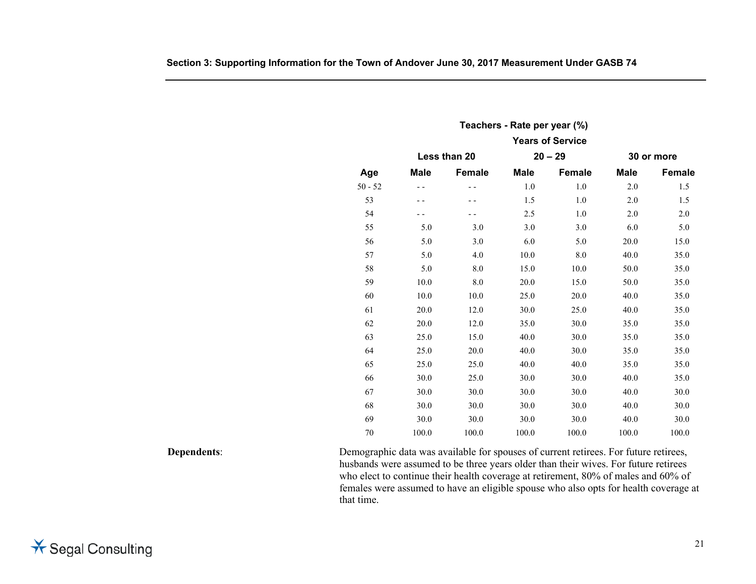**Teachers - Rate per year (%)**

| | Years of Service | | | | | |
|---|---|---|---|---|---|---|
| | Less than 20 | | 20 – 29 | | 30 or more | |
| Age | Male | Female | Male | Female | Male | Female |
| 50 - 52 | - - | - - | 1.0 | 1.0 | 2.0 | 1.5 |
| 53 | - - | - - | 1.5 | 1.0 | 2.0 | 1.5 |
| 54 | - - | - - | 2.5 | 1.0 | 2.0 | 2.0 |
| 55 | 5.0 | 3.0 | 3.0 | 3.0 | 6.0 | 5.0 |
| 56 | 5.0 | 3.0 | 6.0 | 5.0 | 20.0 | 15.0 |
| 57 | 5.0 | 4.0 | 10.0 | 8.0 | 40.0 | 35.0 |
| 58 | 5.0 | 8.0 | 15.0 | 10.0 | 50.0 | 35.0 |
| 59 | 10.0 | 8.0 | 20.0 | 15.0 | 50.0 | 35.0 |
| 60 | 10.0 | 10.0 | 25.0 | 20.0 | 40.0 | 35.0 |
| 61 | 20.0 | 12.0 | 30.0 | 25.0 | 40.0 | 35.0 |
| 62 | 20.0 | 12.0 | 35.0 | 30.0 | 35.0 | 35.0 |
| 63 | 25.0 | 15.0 | 40.0 | 30.0 | 35.0 | 35.0 |
| 64 | 25.0 | 20.0 | 40.0 | 30.0 | 35.0 | 35.0 |
| 65 | 25.0 | 25.0 | 40.0 | 40.0 | 35.0 | 35.0 |
| 66 | 30.0 | 25.0 | 30.0 | 30.0 | 40.0 | 35.0 |
| 67 | 30.0 | 30.0 | 30.0 | 30.0 | 40.0 | 30.0 |
| 68 | 30.0 | 30.0 | 30.0 | 30.0 | 40.0 | 30.0 |
| 69 | 30.0 | 30.0 | 30.0 | 30.0 | 40.0 | 30.0 |
| 70 | 100.0 | 100.0 | 100.0 | 100.0 | 100.0 | 100.0 |

**Dependents**: Demographic data was available for spouses of current retirees. For future retirees, husbands were assumed to be three years older than their wives. For future retirees who elect to continue their health coverage at retirement, 80% of males and 60% of females were assumed to have an eligible spouse who also opts for health coverage at that time.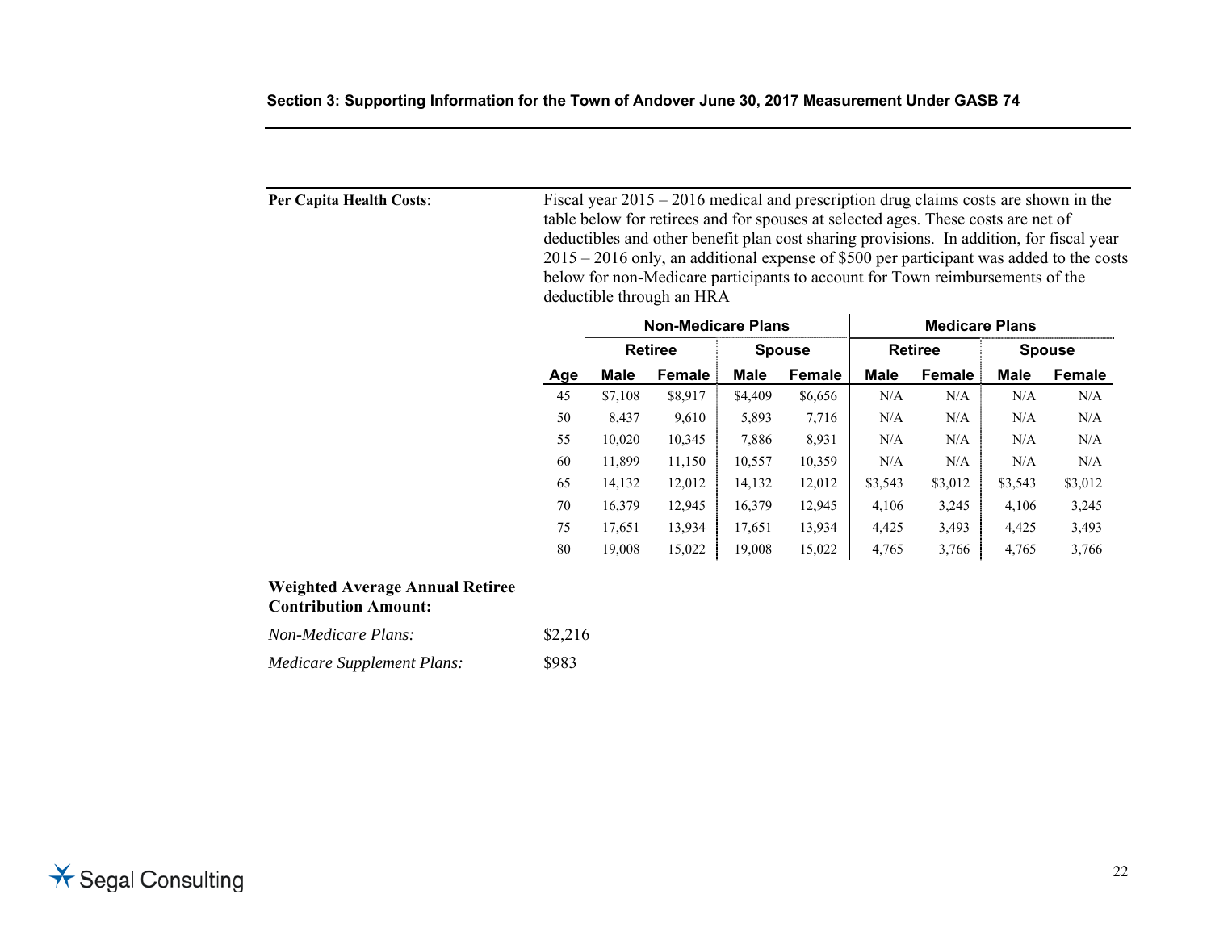## Section 3: Supporting Information for the Town of Andover June 30, 2017 Measurement Under GASB 74

**Per Capita Health Costs**: Fiscal year 2015 – 2016 medical and prescription drug claims costs are shown in the table below for retirees and for spouses at selected ages. These costs are net of deductibles and other benefit plan cost sharing provisions. In addition, for fiscal year 2015 – 2016 only, an additional expense of $500 per participant was added to the costs below for non-Medicare participants to account for Town reimbursements of the deductible through an HRA

| | Non-Medicare Plans | | | | Medicare Plans | | | |
|---|---|---|---|---|---|---|---|---|
| | Retiree | | Spouse | | Retiree | | Spouse | |
| Age | Male | Female | Male | Female | Male | Female | Male | Female |
| 45 | $7,108 | $8,917 | $4,409 | $6,656 | N/A | N/A | N/A | N/A |
| 50 | 8,437 | 9,610 | 5,893 | 7,716 | N/A | N/A | N/A | N/A |
| 55 | 10,020 | 10,345 | 7,886 | 8,931 | N/A | N/A | N/A | N/A |
| 60 | 11,899 | 11,150 | 10,557 | 10,359 | N/A | N/A | N/A | N/A |
| 65 | 14,132 | 12,012 | 14,132 | 12,012 | $3,543 | $3,012 | $3,543 | $3,012 |
| 70 | 16,379 | 12,945 | 16,379 | 12,945 | 4,106 | 3,245 | 4,106 | 3,245 |
| 75 | 17,651 | 13,934 | 17,651 | 13,934 | 4,425 | 3,493 | 4,425 | 3,493 |
| 80 | 19,008 | 15,022 | 19,008 | 15,022 | 4,765 | 3,766 | 4,765 | 3,766 |

**Weighted Average Annual Retiree Contribution Amount:**

*Non-Medicare Plans:* $2,216

*Medicare Supplement Plans:* $983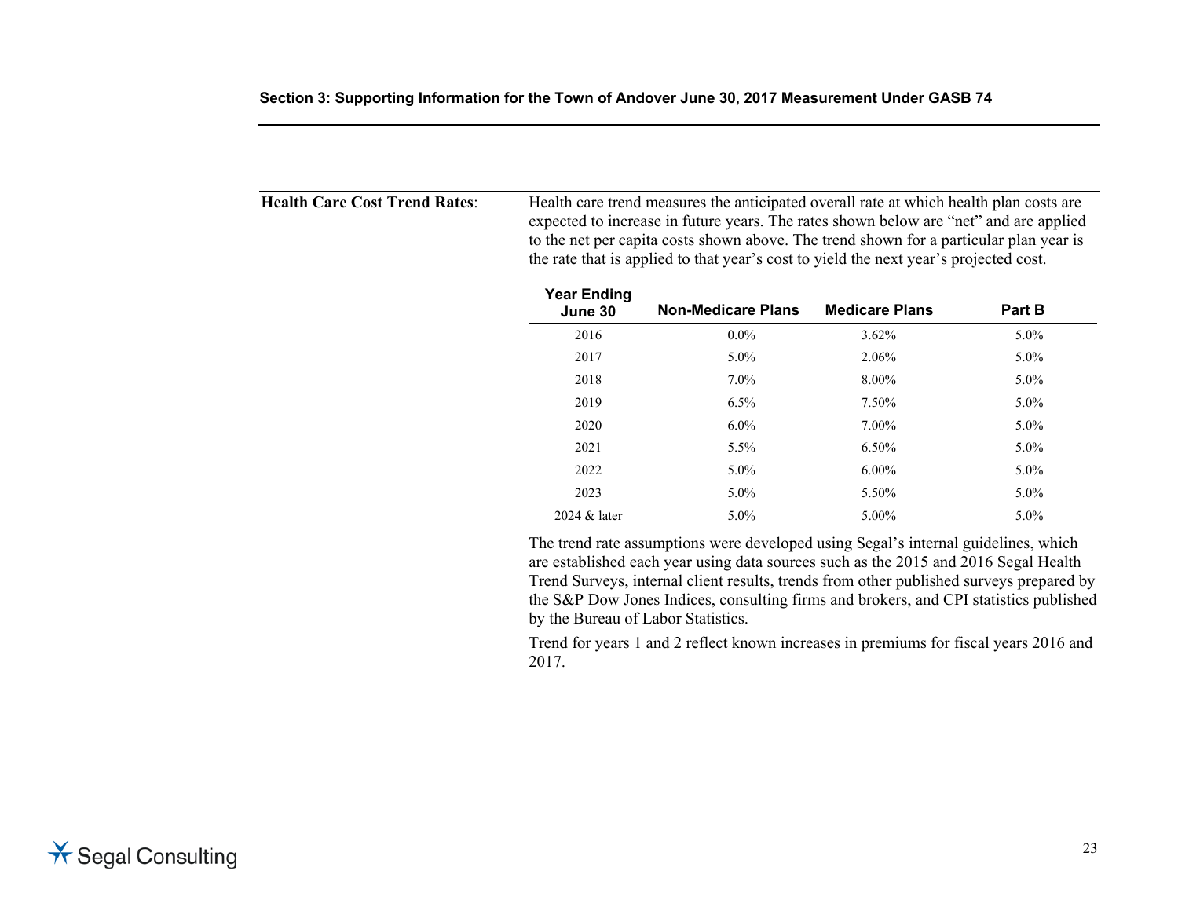**Health Care Cost Trend Rates**: Health care trend measures the anticipated overall rate at which health plan costs are expected to increase in future years. The rates shown below are "net" and are applied to the net per capita costs shown above. The trend shown for a particular plan year is the rate that is applied to that year's cost to yield the next year's projected cost.

| Year Ending June 30 | Non-Medicare Plans | Medicare Plans | Part B |
|---|---|---|---|
| 2016 | 0.0% | 3.62% | 5.0% |
| 2017 | 5.0% | 2.06% | 5.0% |
| 2018 | 7.0% | 8.00% | 5.0% |
| 2019 | 6.5% | 7.50% | 5.0% |
| 2020 | 6.0% | 7.00% | 5.0% |
| 2021 | 5.5% | 6.50% | 5.0% |
| 2022 | 5.0% | 6.00% | 5.0% |
| 2023 | 5.0% | 5.50% | 5.0% |
| 2024 & later | 5.0% | 5.00% | 5.0% |

The trend rate assumptions were developed using Segal's internal guidelines, which are established each year using data sources such as the 2015 and 2016 Segal Health Trend Surveys, internal client results, trends from other published surveys prepared by the S&P Dow Jones Indices, consulting firms and brokers, and CPI statistics published by the Bureau of Labor Statistics.

Trend for years 1 and 2 reflect known increases in premiums for fiscal years 2016 and 2017.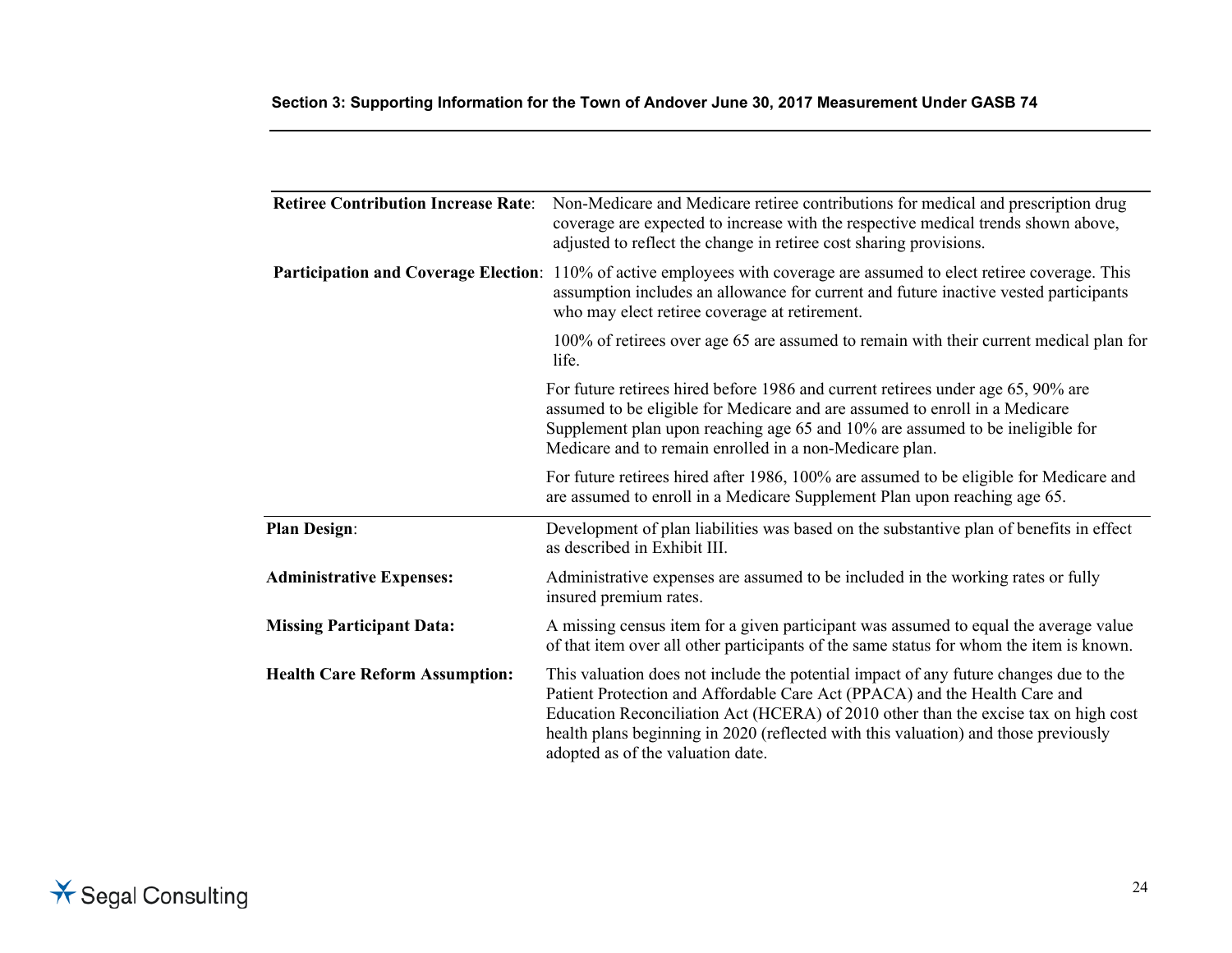**Section 3: Supporting Information for the Town of Andover June 30, 2017 Measurement Under GASB 74**

**Retiree Contribution Increase Rate**: Non-Medicare and Medicare retiree contributions for medical and prescription drug coverage are expected to increase with the respective medical trends shown above, adjusted to reflect the change in retiree cost sharing provisions.

**Participation and Coverage Election**: 110% of active employees with coverage are assumed to elect retiree coverage. This assumption includes an allowance for current and future inactive vested participants who may elect retiree coverage at retirement.

100% of retirees over age 65 are assumed to remain with their current medical plan for life.

For future retirees hired before 1986 and current retirees under age 65, 90% are assumed to be eligible for Medicare and are assumed to enroll in a Medicare Supplement plan upon reaching age 65 and 10% are assumed to be ineligible for Medicare and to remain enrolled in a non-Medicare plan.

For future retirees hired after 1986, 100% are assumed to be eligible for Medicare and are assumed to enroll in a Medicare Supplement Plan upon reaching age 65.

**Plan Design**: Development of plan liabilities was based on the substantive plan of benefits in effect as described in Exhibit III.

**Administrative Expenses:** Administrative expenses are assumed to be included in the working rates or fully insured premium rates.

**Missing Participant Data:** A missing census item for a given participant was assumed to equal the average value of that item over all other participants of the same status for whom the item is known.

**Health Care Reform Assumption:** This valuation does not include the potential impact of any future changes due to the Patient Protection and Affordable Care Act (PPACA) and the Health Care and Education Reconciliation Act (HCERA) of 2010 other than the excise tax on high cost health plans beginning in 2020 (reflected with this valuation) and those previously adopted as of the valuation date.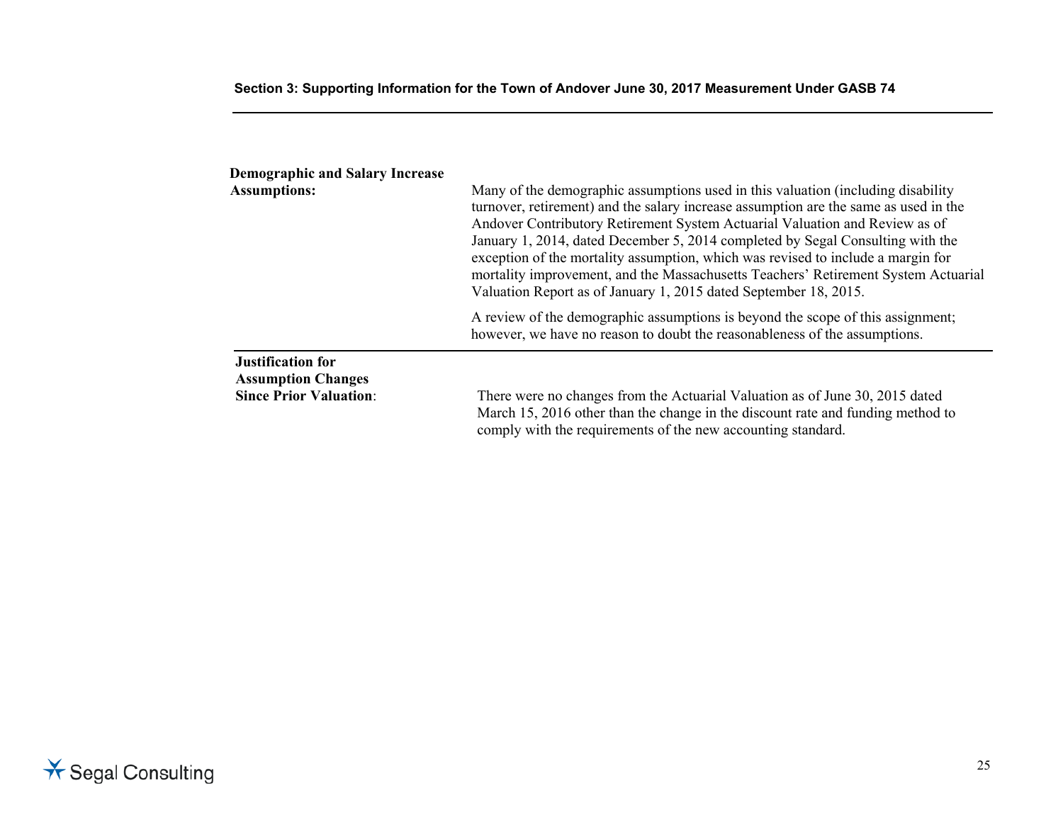**Demographic and Salary Increase Assumptions:**

Many of the demographic assumptions used in this valuation (including disability turnover, retirement) and the salary increase assumption are the same as used in the Andover Contributory Retirement System Actuarial Valuation and Review as of January 1, 2014, dated December 5, 2014 completed by Segal Consulting with the exception of the mortality assumption, which was revised to include a margin for mortality improvement, and the Massachusetts Teachers' Retirement System Actuarial Valuation Report as of January 1, 2015 dated September 18, 2015.

A review of the demographic assumptions is beyond the scope of this assignment; however, we have no reason to doubt the reasonableness of the assumptions.

**Justification for Assumption Changes Since Prior Valuation**:

There were no changes from the Actuarial Valuation as of June 30, 2015 dated March 15, 2016 other than the change in the discount rate and funding method to comply with the requirements of the new accounting standard.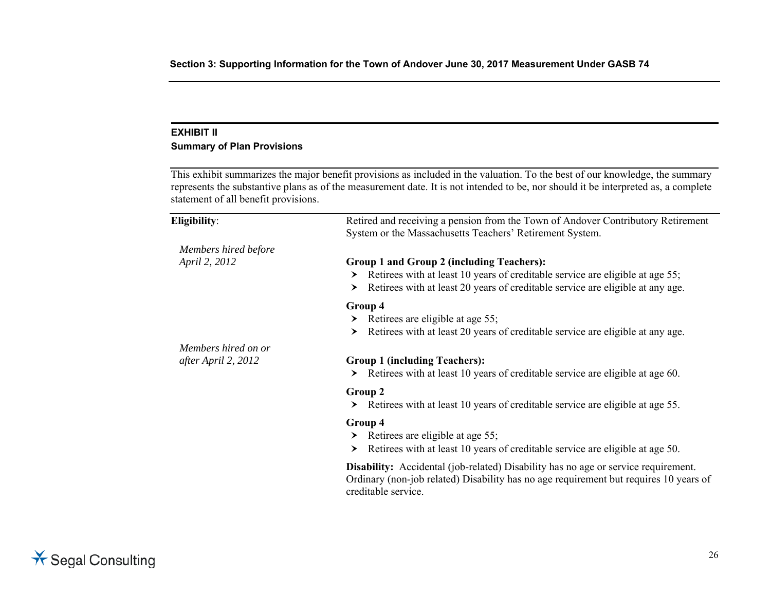## EXHIBIT II

### Summary of Plan Provisions

This exhibit summarizes the major benefit provisions as included in the valuation. To the best of our knowledge, the summary represents the substantive plans as of the measurement date. It is not intended to be, nor should it be interpreted as, a complete statement of all benefit provisions.

**Eligibility**: Retired and receiving a pension from the Town of Andover Contributory Retirement System or the Massachusetts Teachers' Retirement System.

*Members hired before April 2, 2012*

**Group 1 and Group 2 (including Teachers):**

- Retirees with at least 10 years of creditable service are eligible at age 55;
- Retirees with at least 20 years of creditable service are eligible at any age.

**Group 4**

- Retirees are eligible at age 55;
- Retirees with at least 20 years of creditable service are eligible at any age.

*Members hired on or after April 2, 2012*

**Group 1 (including Teachers):**

- Retirees with at least 10 years of creditable service are eligible at age 60.

**Group 2**

- Retirees with at least 10 years of creditable service are eligible at age 55.

**Group 4**

- Retirees are eligible at age 55;
- Retirees with at least 10 years of creditable service are eligible at age 50.

**Disability:** Accidental (job-related) Disability has no age or service requirement. Ordinary (non-job related) Disability has no age requirement but requires 10 years of creditable service.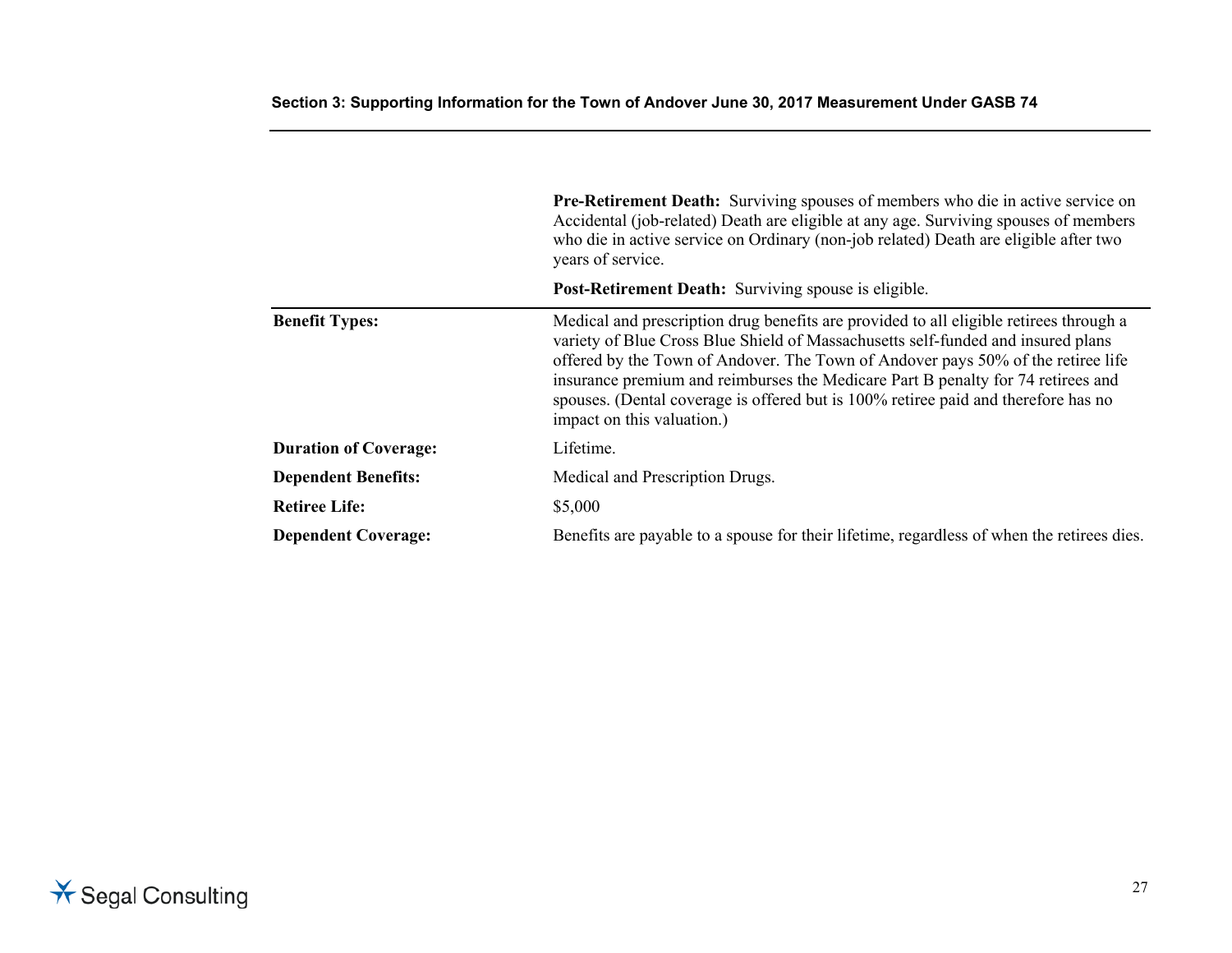| | |
|---|---|
| | **Pre-Retirement Death:** Surviving spouses of members who die in active service on Accidental (job-related) Death are eligible at any age. Surviving spouses of members who die in active service on Ordinary (non-job related) Death are eligible after two years of service.<br><br>**Post-Retirement Death:** Surviving spouse is eligible. |
| **Benefit Types:** | Medical and prescription drug benefits are provided to all eligible retirees through a variety of Blue Cross Blue Shield of Massachusetts self-funded and insured plans offered by the Town of Andover. The Town of Andover pays 50% of the retiree life insurance premium and reimburses the Medicare Part B penalty for 74 retirees and spouses. (Dental coverage is offered but is 100% retiree paid and therefore has no impact on this valuation.) |
| **Duration of Coverage:** | Lifetime. |
| **Dependent Benefits:** | Medical and Prescription Drugs. |
| **Retiree Life:** | $5,000 |
| **Dependent Coverage:** | Benefits are payable to a spouse for their lifetime, regardless of when the retirees dies. |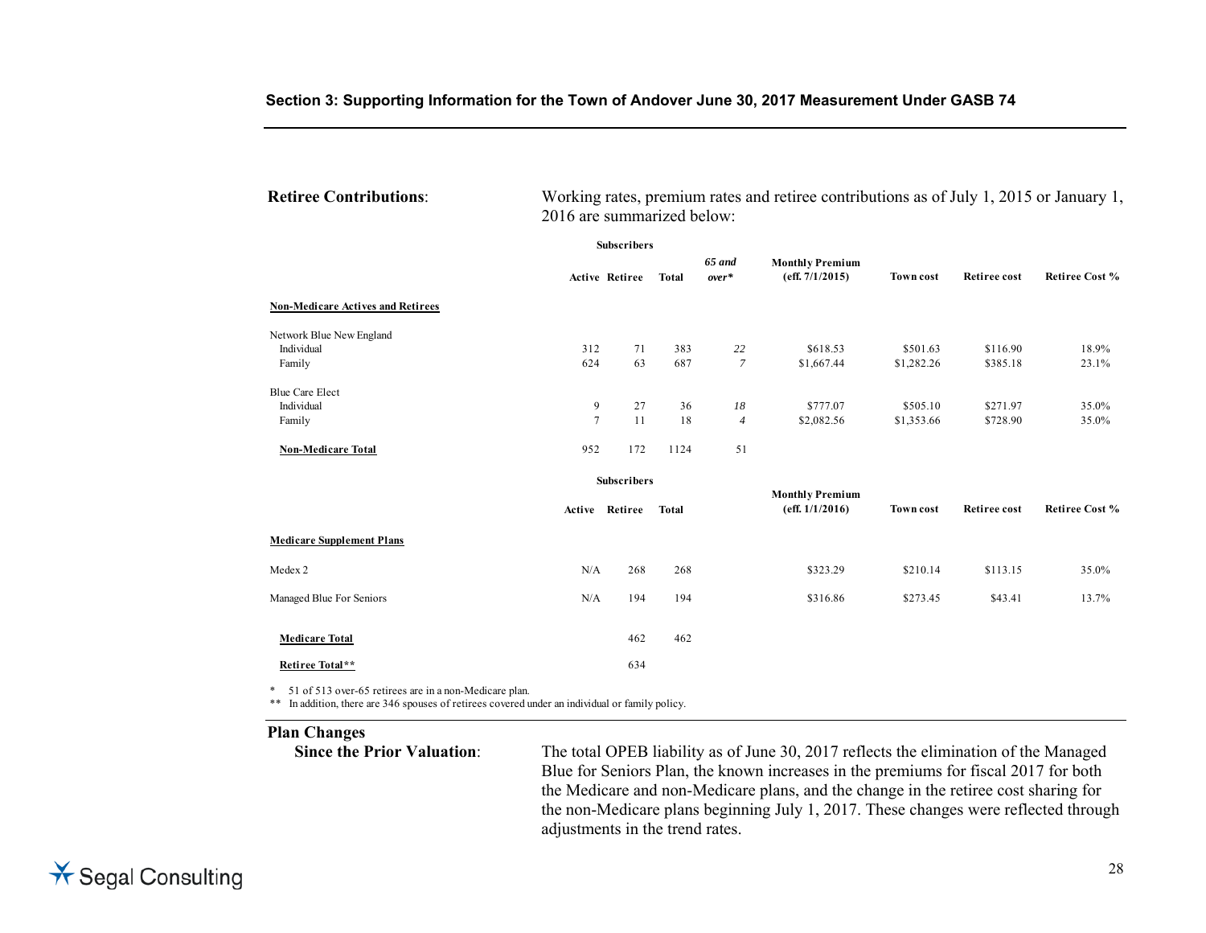## Section 3: Supporting Information for the Town of Andover June 30, 2017 Measurement Under GASB 74

**Retiree Contributions**: Working rates, premium rates and retiree contributions as of July 1, 2015 or January 1, 2016 are summarized below:

| | Subscribers | | | | | | | |
|---|---|---|---|---|---|---|---|---|
| | **Active** | **Retiree** | **Total** | ***65 and over**** | **Monthly Premium (eff. 7/1/2015)** | **Town cost** | **Retiree cost** | **Retiree Cost %** |
| **Non-Medicare Actives and Retirees** | | | | | | | | |
| Network Blue New England | | | | | | | | |
| Individual | 312 | 71 | 383 | *22* | $618.53 | $501.63 | $116.90 | 18.9% |
| Family | 624 | 63 | 687 | *7* | $1,667.44 | $1,282.26 | $385.18 | 23.1% |
| Blue Care Elect | | | | | | | | |
| Individual | 9 | 27 | 36 | *18* | $777.07 | $505.10 | $271.97 | 35.0% |
| Family | 7 | 11 | 18 | *4* | $2,082.56 | $1,353.66 | $728.90 | 35.0% |
| **Non-Medicare Total** | 952 | 172 | 1124 | 51 | | | | |

| | Subscribers | | | | | | |
|---|---|---|---|---|---|---|---|
| | **Active** | **Retiree** | **Total** | **Monthly Premium (eff. 1/1/2016)** | **Town cost** | **Retiree cost** | **Retiree Cost %** |
| **Medicare Supplement Plans** | | | | | | | |
| Medex 2 | N/A | 268 | 268 | $323.29 | $210.14 | $113.15 | 35.0% |
| Managed Blue For Seniors | N/A | 194 | 194 | $316.86 | $273.45 | $43.41 | 13.7% |
| **Medicare Total** | | 462 | 462 | | | | |
| **Retiree Total**** | | 634 | | | | | |

\* 51 of 513 over-65 retirees are in a non-Medicare plan.

\** In addition, there are 346 spouses of retirees covered under an individual or family policy.

**Plan Changes Since the Prior Valuation**: The total OPEB liability as of June 30, 2017 reflects the elimination of the Managed Blue for Seniors Plan, the known increases in the premiums for fiscal 2017 for both the Medicare and non-Medicare plans, and the change in the retiree cost sharing for the non-Medicare plans beginning July 1, 2017. These changes were reflected through adjustments in the trend rates.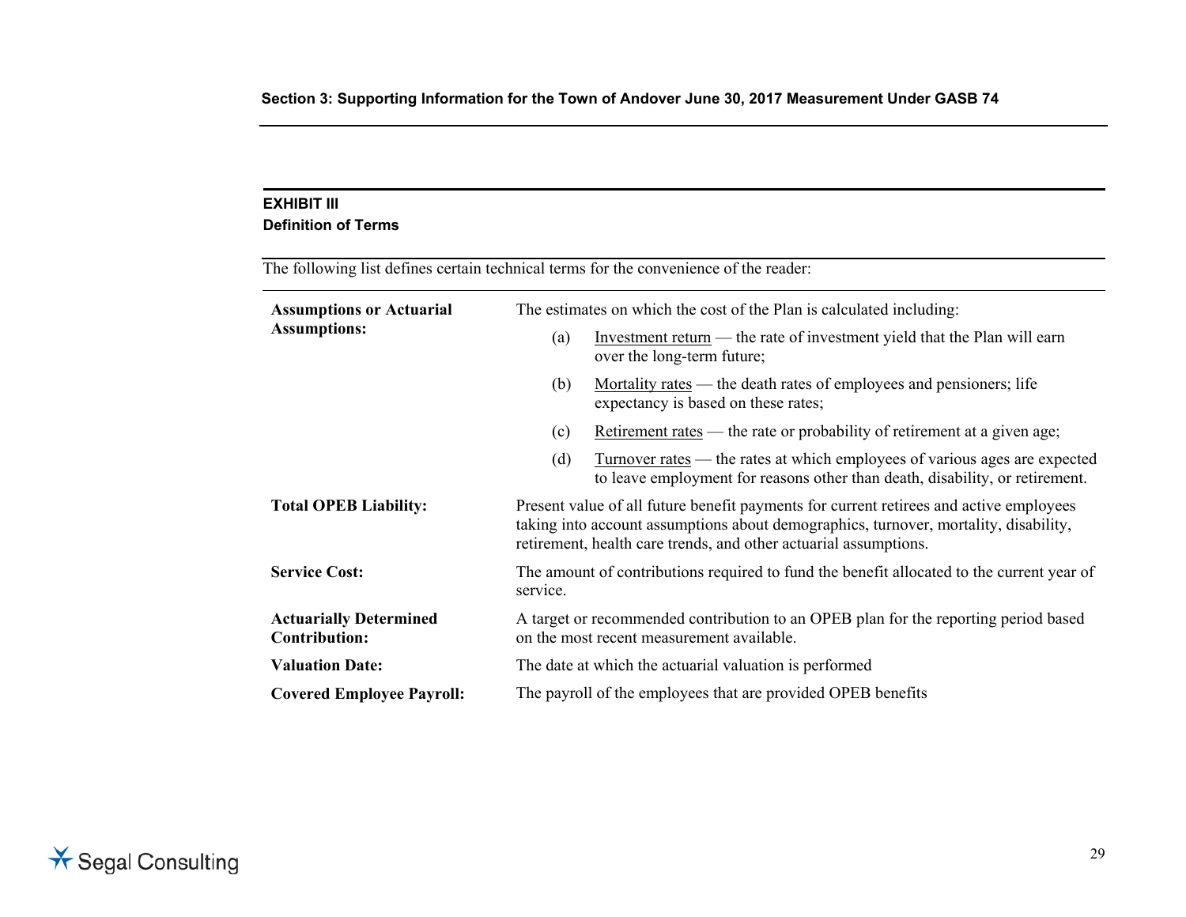### EXHIBIT III
### Definition of Terms

The following list defines certain technical terms for the convenience of the reader:

**Assumptions or Actuarial Assumptions:** The estimates on which the cost of the Plan is calculated including:

(a) Investment return — the rate of investment yield that the Plan will earn over the long-term future;

(b) Mortality rates — the death rates of employees and pensioners; life expectancy is based on these rates;

(c) Retirement rates — the rate or probability of retirement at a given age;

(d) Turnover rates — the rates at which employees of various ages are expected to leave employment for reasons other than death, disability, or retirement.

**Total OPEB Liability:** Present value of all future benefit payments for current retirees and active employees taking into account assumptions about demographics, turnover, mortality, disability, retirement, health care trends, and other actuarial assumptions.

**Service Cost:** The amount of contributions required to fund the benefit allocated to the current year of service.

**Actuarially Determined Contribution:** A target or recommended contribution to an OPEB plan for the reporting period based on the most recent measurement available.

**Valuation Date:** The date at which the actuarial valuation is performed

**Covered Employee Payroll:** The payroll of the employees that are provided OPEB benefits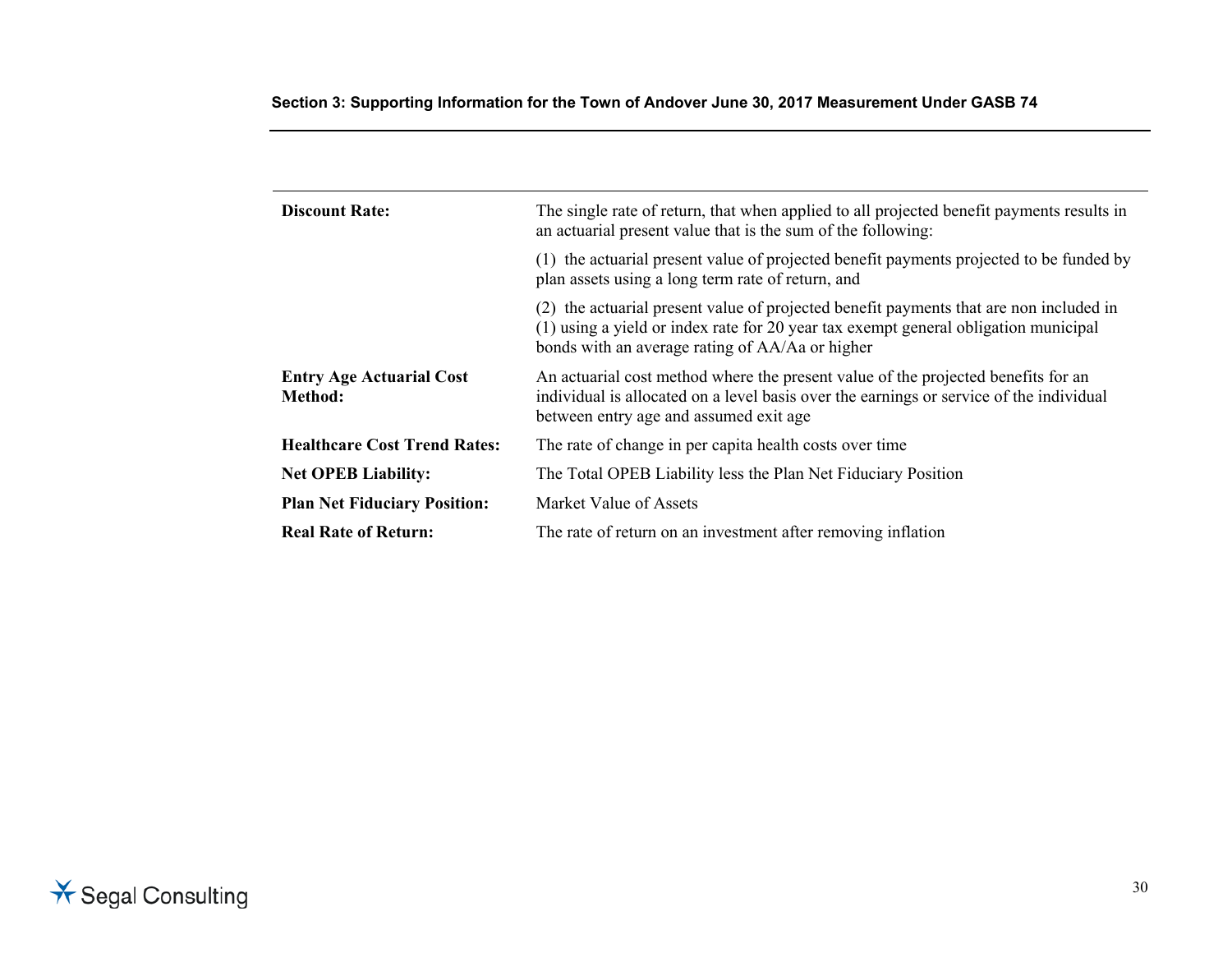| | |
|---|---|
| **Discount Rate:** | The single rate of return, that when applied to all projected benefit payments results in an actuarial present value that is the sum of the following:<br><br>(1) the actuarial present value of projected benefit payments projected to be funded by plan assets using a long term rate of return, and<br><br>(2) the actuarial present value of projected benefit payments that are non included in (1) using a yield or index rate for 20 year tax exempt general obligation municipal bonds with an average rating of AA/Aa or higher |
| **Entry Age Actuarial Cost Method:** | An actuarial cost method where the present value of the projected benefits for an individual is allocated on a level basis over the earnings or service of the individual between entry age and assumed exit age |
| **Healthcare Cost Trend Rates:** | The rate of change in per capita health costs over time |
| **Net OPEB Liability:** | The Total OPEB Liability less the Plan Net Fiduciary Position |
| **Plan Net Fiduciary Position:** | Market Value of Assets |
| **Real Rate of Return:** | The rate of return on an investment after removing inflation |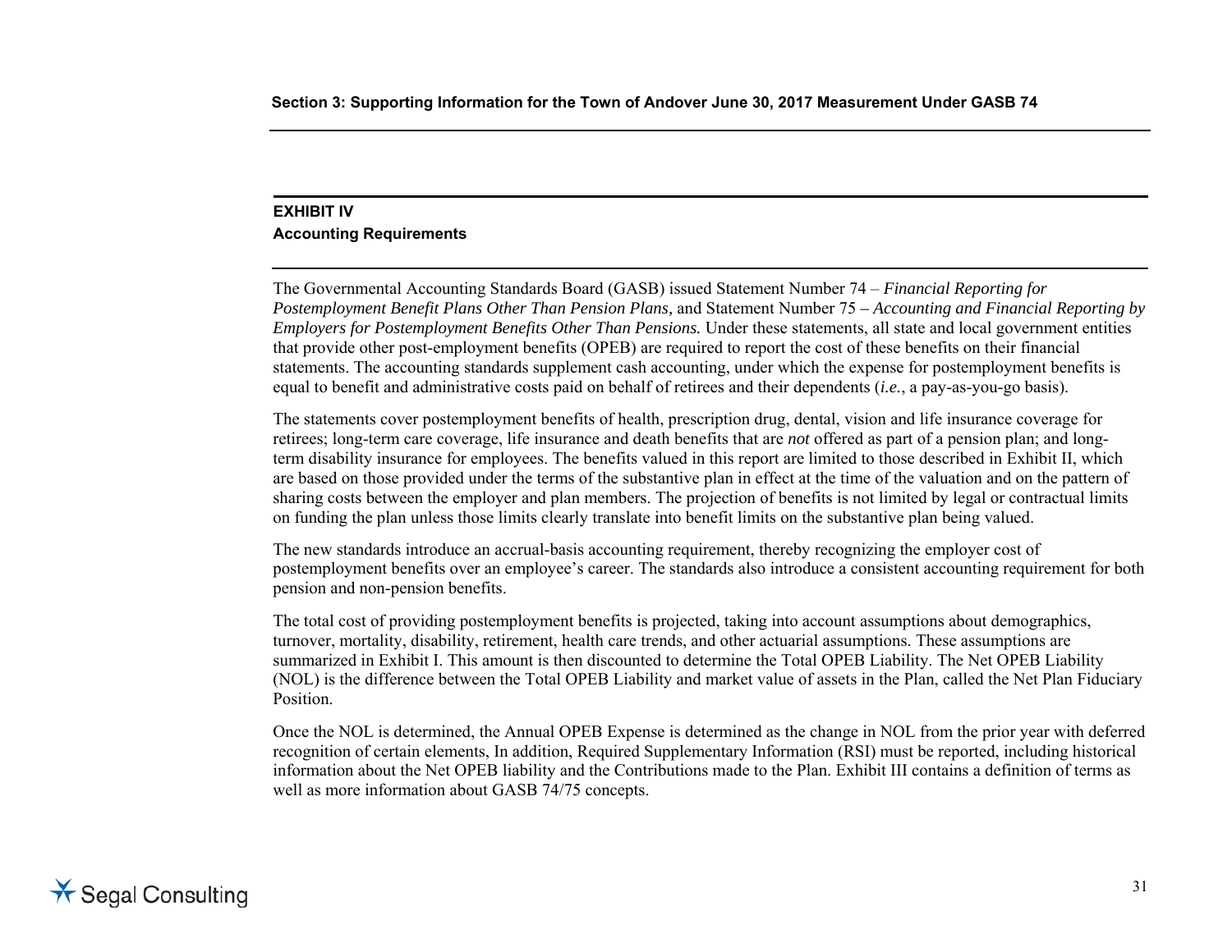**Section 3: Supporting Information for the Town of Andover June 30, 2017 Measurement Under GASB 74**

## EXHIBIT IV
**Accounting Requirements**

The Governmental Accounting Standards Board (GASB) issued Statement Number 74 – *Financial Reporting for Postemployment Benefit Plans Other Than Pension Plans,* and Statement Number 75 – *Accounting and Financial Reporting by Employers for Postemployment Benefits Other Than Pensions.* Under these statements, all state and local government entities that provide other post-employment benefits (OPEB) are required to report the cost of these benefits on their financial statements. The accounting standards supplement cash accounting, under which the expense for postemployment benefits is equal to benefit and administrative costs paid on behalf of retirees and their dependents (*i.e.*, a pay-as-you-go basis).

The statements cover postemployment benefits of health, prescription drug, dental, vision and life insurance coverage for retirees; long-term care coverage, life insurance and death benefits that are *not* offered as part of a pension plan; and long-term disability insurance for employees. The benefits valued in this report are limited to those described in Exhibit II, which are based on those provided under the terms of the substantive plan in effect at the time of the valuation and on the pattern of sharing costs between the employer and plan members. The projection of benefits is not limited by legal or contractual limits on funding the plan unless those limits clearly translate into benefit limits on the substantive plan being valued.

The new standards introduce an accrual-basis accounting requirement, thereby recognizing the employer cost of postemployment benefits over an employee's career. The standards also introduce a consistent accounting requirement for both pension and non-pension benefits.

The total cost of providing postemployment benefits is projected, taking into account assumptions about demographics, turnover, mortality, disability, retirement, health care trends, and other actuarial assumptions. These assumptions are summarized in Exhibit I. This amount is then discounted to determine the Total OPEB Liability. The Net OPEB Liability (NOL) is the difference between the Total OPEB Liability and market value of assets in the Plan, called the Net Plan Fiduciary Position.

Once the NOL is determined, the Annual OPEB Expense is determined as the change in NOL from the prior year with deferred recognition of certain elements, In addition, Required Supplementary Information (RSI) must be reported, including historical information about the Net OPEB liability and the Contributions made to the Plan. Exhibit III contains a definition of terms as well as more information about GASB 74/75 concepts.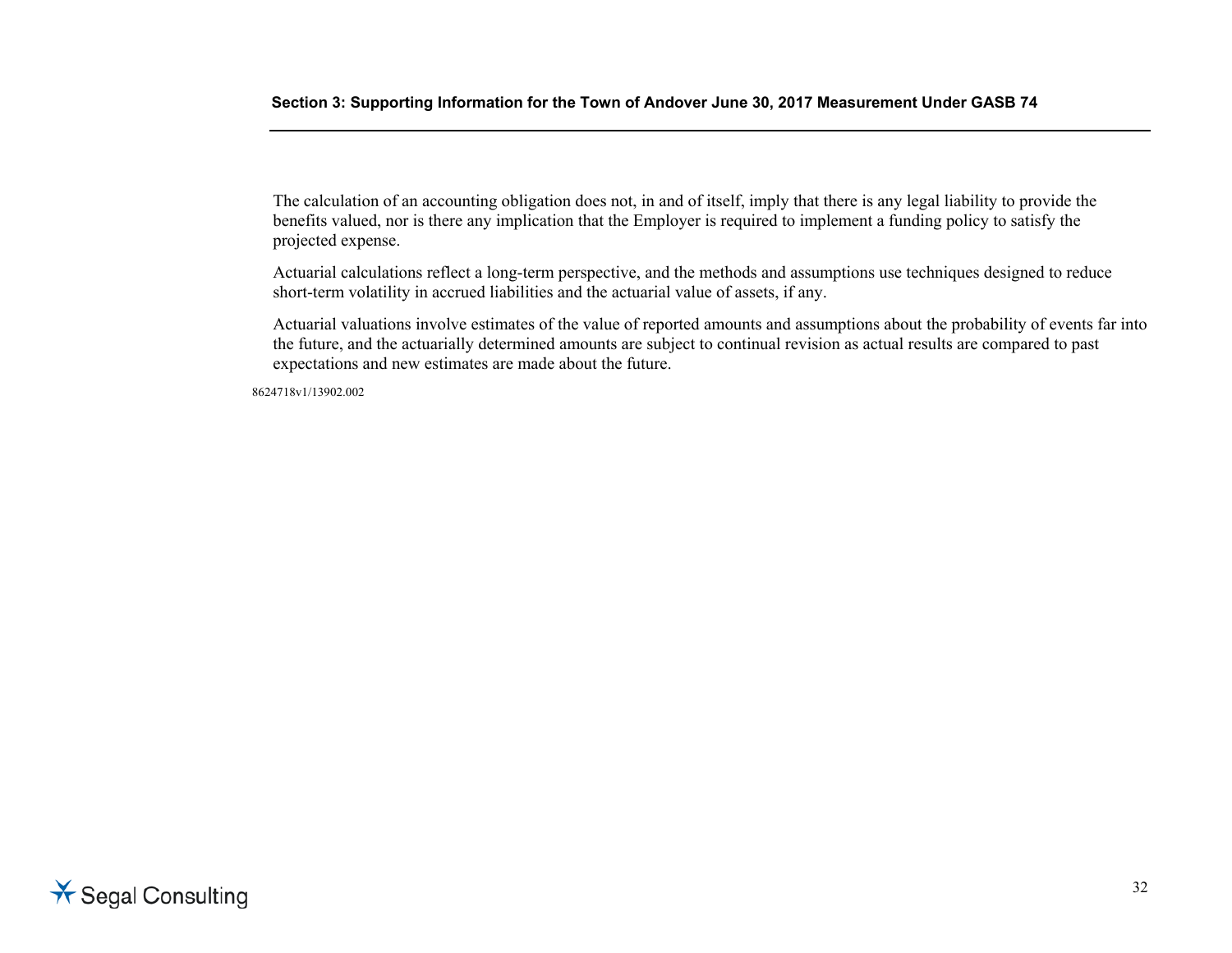The calculation of an accounting obligation does not, in and of itself, imply that there is any legal liability to provide the benefits valued, nor is there any implication that the Employer is required to implement a funding policy to satisfy the projected expense.

Actuarial calculations reflect a long-term perspective, and the methods and assumptions use techniques designed to reduce short-term volatility in accrued liabilities and the actuarial value of assets, if any.

Actuarial valuations involve estimates of the value of reported amounts and assumptions about the probability of events far into the future, and the actuarially determined amounts are subject to continual revision as actual results are compared to past expectations and new estimates are made about the future.

8624718v1/13902.002